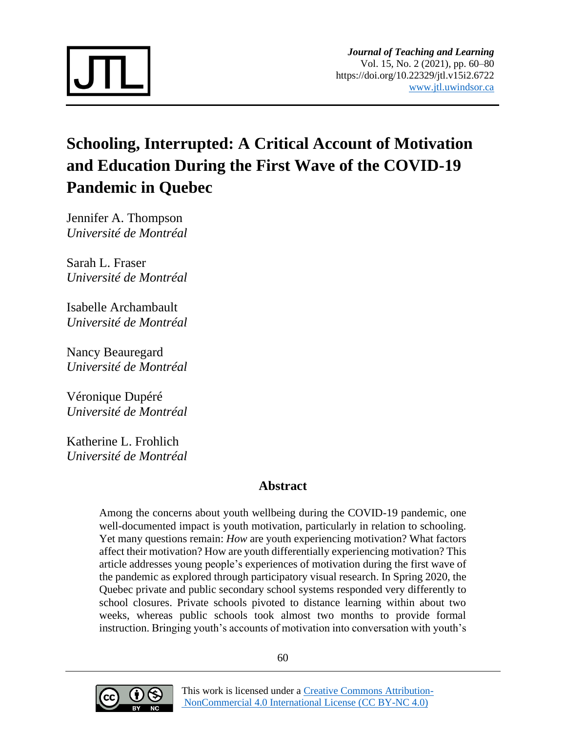# Schooling, Interrupted: A Critical Account of Motivation and Education During the First Wave of the COVID-19 Pandemic in Quebec

Jennifer A. Thompson
*Université de Montréal*

Sarah L. Fraser
*Université de Montréal*

Isabelle Archambault
*Université de Montréal*

Nancy Beauregard
*Université de Montréal*

Véronique Dupéré
*Université de Montréal*

Katherine L. Frohlich
*Université de Montréal*

## Abstract

Among the concerns about youth wellbeing during the COVID-19 pandemic, one well-documented impact is youth motivation, particularly in relation to schooling. Yet many questions remain: *How* are youth experiencing motivation? What factors affect their motivation? How are youth differentially experiencing motivation? This article addresses young people's experiences of motivation during the first wave of the pandemic as explored through participatory visual research. In Spring 2020, the Quebec private and public secondary school systems responded very differently to school closures. Private schools pivoted to distance learning within about two weeks, whereas public schools took almost two months to provide formal instruction. Bringing youth's accounts of motivation into conversation with youth's

This work is licensed under a Creative Commons Attribution-NonCommercial 4.0 International License (CC BY-NC 4.0)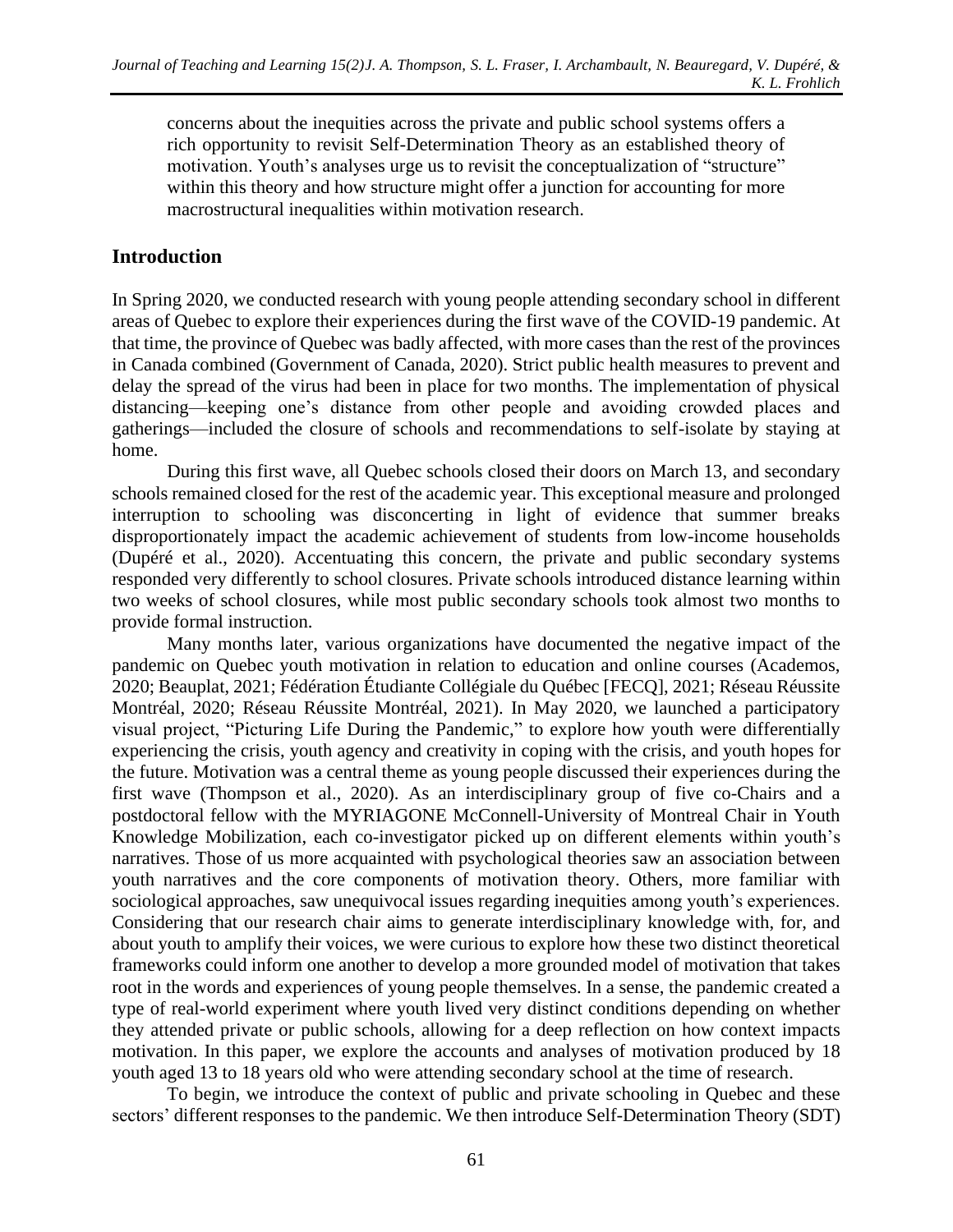concerns about the inequities across the private and public school systems offers a rich opportunity to revisit Self-Determination Theory as an established theory of motivation. Youth's analyses urge us to revisit the conceptualization of "structure" within this theory and how structure might offer a junction for accounting for more macrostructural inequalities within motivation research.

## Introduction

In Spring 2020, we conducted research with young people attending secondary school in different areas of Quebec to explore their experiences during the first wave of the COVID-19 pandemic. At that time, the province of Quebec was badly affected, with more cases than the rest of the provinces in Canada combined (Government of Canada, 2020). Strict public health measures to prevent and delay the spread of the virus had been in place for two months. The implementation of physical distancing—keeping one's distance from other people and avoiding crowded places and gatherings—included the closure of schools and recommendations to self-isolate by staying at home.

During this first wave, all Quebec schools closed their doors on March 13, and secondary schools remained closed for the rest of the academic year. This exceptional measure and prolonged interruption to schooling was disconcerting in light of evidence that summer breaks disproportionately impact the academic achievement of students from low-income households (Dupéré et al., 2020). Accentuating this concern, the private and public secondary systems responded very differently to school closures. Private schools introduced distance learning within two weeks of school closures, while most public secondary schools took almost two months to provide formal instruction.

Many months later, various organizations have documented the negative impact of the pandemic on Quebec youth motivation in relation to education and online courses (Academos, 2020; Beauplat, 2021; Fédération Étudiante Collégiale du Québec [FECQ], 2021; Réseau Réussite Montréal, 2020; Réseau Réussite Montréal, 2021). In May 2020, we launched a participatory visual project, "Picturing Life During the Pandemic," to explore how youth were differentially experiencing the crisis, youth agency and creativity in coping with the crisis, and youth hopes for the future. Motivation was a central theme as young people discussed their experiences during the first wave (Thompson et al., 2020). As an interdisciplinary group of five co-Chairs and a postdoctoral fellow with the MYRIAGONE McConnell-University of Montreal Chair in Youth Knowledge Mobilization, each co-investigator picked up on different elements within youth's narratives. Those of us more acquainted with psychological theories saw an association between youth narratives and the core components of motivation theory. Others, more familiar with sociological approaches, saw unequivocal issues regarding inequities among youth's experiences. Considering that our research chair aims to generate interdisciplinary knowledge with, for, and about youth to amplify their voices, we were curious to explore how these two distinct theoretical frameworks could inform one another to develop a more grounded model of motivation that takes root in the words and experiences of young people themselves. In a sense, the pandemic created a type of real-world experiment where youth lived very distinct conditions depending on whether they attended private or public schools, allowing for a deep reflection on how context impacts motivation. In this paper, we explore the accounts and analyses of motivation produced by 18 youth aged 13 to 18 years old who were attending secondary school at the time of research.

To begin, we introduce the context of public and private schooling in Quebec and these sectors' different responses to the pandemic. We then introduce Self-Determination Theory (SDT)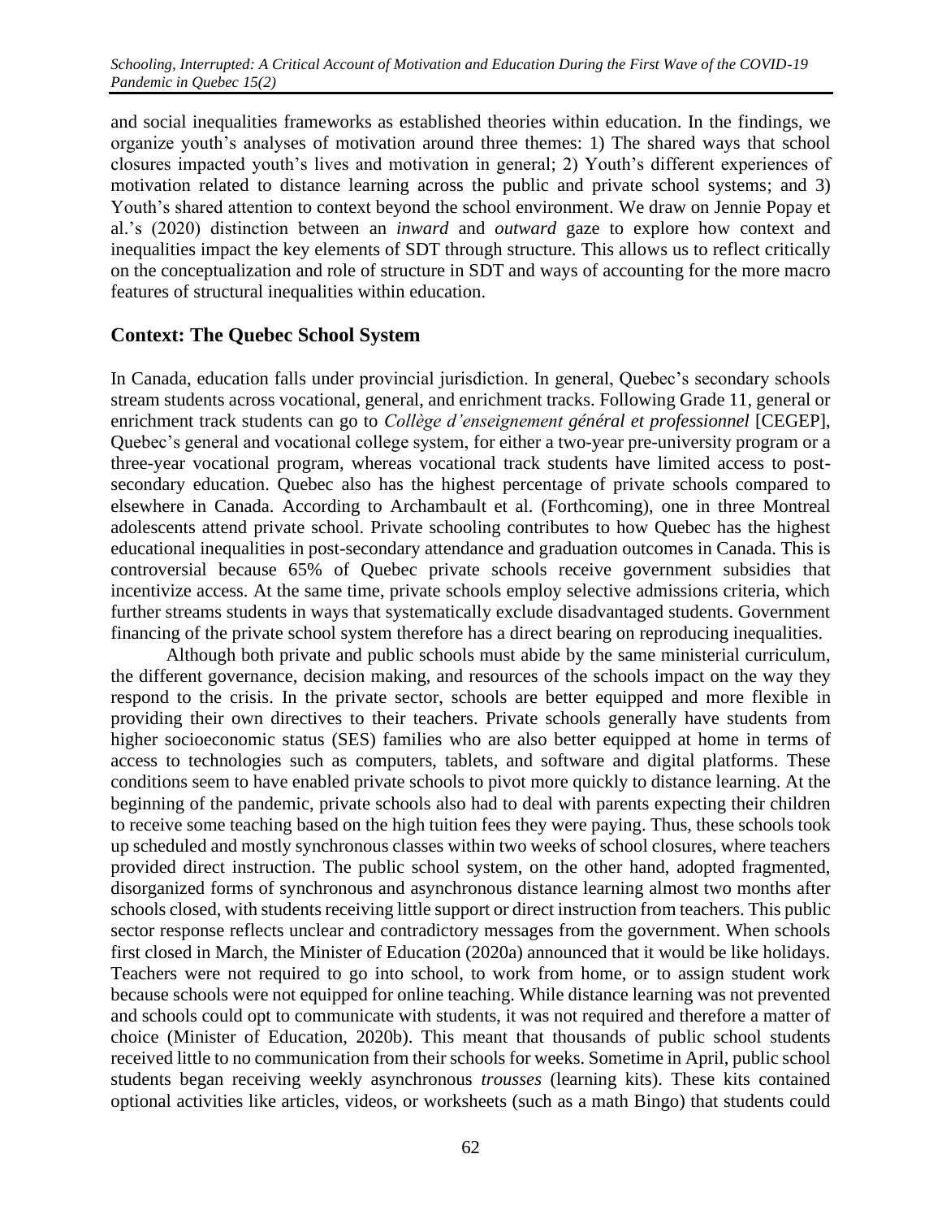and social inequalities frameworks as established theories within education. In the findings, we organize youth's analyses of motivation around three themes: 1) The shared ways that school closures impacted youth's lives and motivation in general; 2) Youth's different experiences of motivation related to distance learning across the public and private school systems; and 3) Youth's shared attention to context beyond the school environment. We draw on Jennie Popay et al.'s (2020) distinction between an *inward* and *outward* gaze to explore how context and inequalities impact the key elements of SDT through structure. This allows us to reflect critically on the conceptualization and role of structure in SDT and ways of accounting for the more macro features of structural inequalities within education.

## Context: The Quebec School System

In Canada, education falls under provincial jurisdiction. In general, Quebec's secondary schools stream students across vocational, general, and enrichment tracks. Following Grade 11, general or enrichment track students can go to *Collège d'enseignement général et professionnel* [CEGEP], Quebec's general and vocational college system, for either a two-year pre-university program or a three-year vocational program, whereas vocational track students have limited access to post-secondary education. Quebec also has the highest percentage of private schools compared to elsewhere in Canada. According to Archambault et al. (Forthcoming), one in three Montreal adolescents attend private school. Private schooling contributes to how Quebec has the highest educational inequalities in post-secondary attendance and graduation outcomes in Canada. This is controversial because 65% of Quebec private schools receive government subsidies that incentivize access. At the same time, private schools employ selective admissions criteria, which further streams students in ways that systematically exclude disadvantaged students. Government financing of the private school system therefore has a direct bearing on reproducing inequalities.

Although both private and public schools must abide by the same ministerial curriculum, the different governance, decision making, and resources of the schools impact on the way they respond to the crisis. In the private sector, schools are better equipped and more flexible in providing their own directives to their teachers. Private schools generally have students from higher socioeconomic status (SES) families who are also better equipped at home in terms of access to technologies such as computers, tablets, and software and digital platforms. These conditions seem to have enabled private schools to pivot more quickly to distance learning. At the beginning of the pandemic, private schools also had to deal with parents expecting their children to receive some teaching based on the high tuition fees they were paying. Thus, these schools took up scheduled and mostly synchronous classes within two weeks of school closures, where teachers provided direct instruction. The public school system, on the other hand, adopted fragmented, disorganized forms of synchronous and asynchronous distance learning almost two months after schools closed, with students receiving little support or direct instruction from teachers. This public sector response reflects unclear and contradictory messages from the government. When schools first closed in March, the Minister of Education (2020a) announced that it would be like holidays. Teachers were not required to go into school, to work from home, or to assign student work because schools were not equipped for online teaching. While distance learning was not prevented and schools could opt to communicate with students, it was not required and therefore a matter of choice (Minister of Education, 2020b). This meant that thousands of public school students received little to no communication from their schools for weeks. Sometime in April, public school students began receiving weekly asynchronous *trousses* (learning kits). These kits contained optional activities like articles, videos, or worksheets (such as a math Bingo) that students could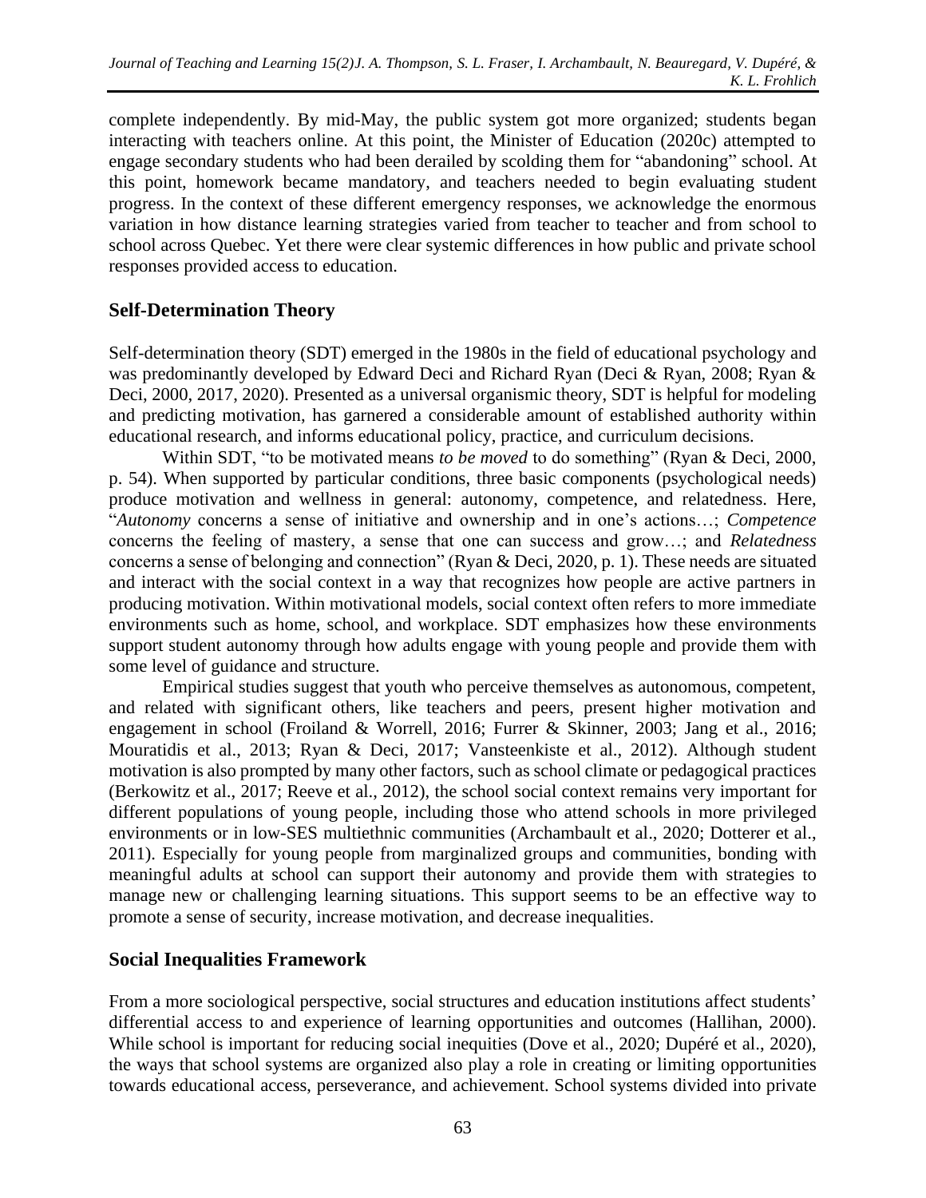complete independently. By mid-May, the public system got more organized; students began interacting with teachers online. At this point, the Minister of Education (2020c) attempted to engage secondary students who had been derailed by scolding them for "abandoning" school. At this point, homework became mandatory, and teachers needed to begin evaluating student progress. In the context of these different emergency responses, we acknowledge the enormous variation in how distance learning strategies varied from teacher to teacher and from school to school across Quebec. Yet there were clear systemic differences in how public and private school responses provided access to education.

## Self-Determination Theory

Self-determination theory (SDT) emerged in the 1980s in the field of educational psychology and was predominantly developed by Edward Deci and Richard Ryan (Deci & Ryan, 2008; Ryan & Deci, 2000, 2017, 2020). Presented as a universal organismic theory, SDT is helpful for modeling and predicting motivation, has garnered a considerable amount of established authority within educational research, and informs educational policy, practice, and curriculum decisions.

Within SDT, "to be motivated means *to be moved* to do something" (Ryan & Deci, 2000, p. 54). When supported by particular conditions, three basic components (psychological needs) produce motivation and wellness in general: autonomy, competence, and relatedness. Here, "*Autonomy* concerns a sense of initiative and ownership and in one's actions…; *Competence* concerns the feeling of mastery, a sense that one can success and grow…; and *Relatedness* concerns a sense of belonging and connection" (Ryan & Deci, 2020, p. 1). These needs are situated and interact with the social context in a way that recognizes how people are active partners in producing motivation. Within motivational models, social context often refers to more immediate environments such as home, school, and workplace. SDT emphasizes how these environments support student autonomy through how adults engage with young people and provide them with some level of guidance and structure.

Empirical studies suggest that youth who perceive themselves as autonomous, competent, and related with significant others, like teachers and peers, present higher motivation and engagement in school (Froiland & Worrell, 2016; Furrer & Skinner, 2003; Jang et al., 2016; Mouratidis et al., 2013; Ryan & Deci, 2017; Vansteenkiste et al., 2012). Although student motivation is also prompted by many other factors, such as school climate or pedagogical practices (Berkowitz et al., 2017; Reeve et al., 2012), the school social context remains very important for different populations of young people, including those who attend schools in more privileged environments or in low-SES multiethnic communities (Archambault et al., 2020; Dotterer et al., 2011). Especially for young people from marginalized groups and communities, bonding with meaningful adults at school can support their autonomy and provide them with strategies to manage new or challenging learning situations. This support seems to be an effective way to promote a sense of security, increase motivation, and decrease inequalities.

## Social Inequalities Framework

From a more sociological perspective, social structures and education institutions affect students' differential access to and experience of learning opportunities and outcomes (Hallihan, 2000). While school is important for reducing social inequities (Dove et al., 2020; Dupéré et al., 2020), the ways that school systems are organized also play a role in creating or limiting opportunities towards educational access, perseverance, and achievement. School systems divided into private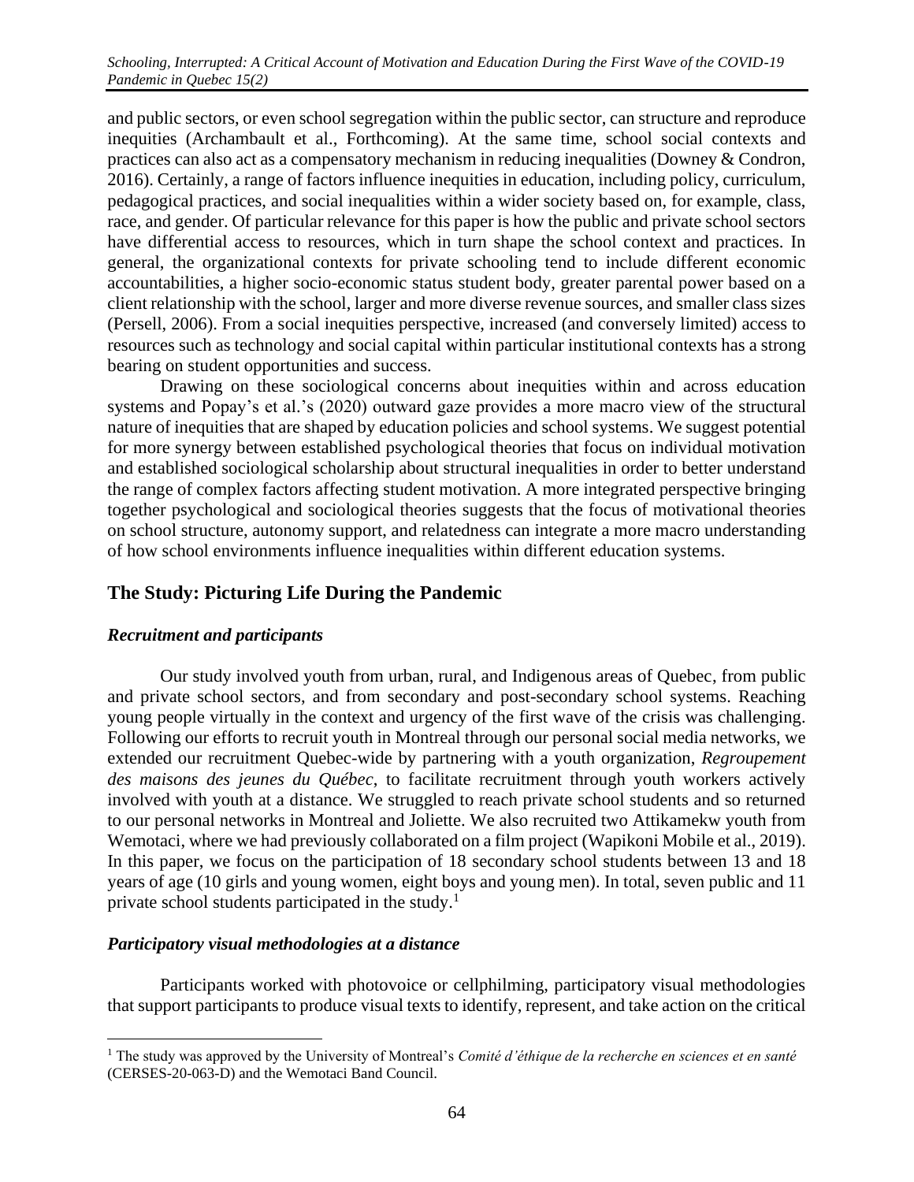and public sectors, or even school segregation within the public sector, can structure and reproduce inequities (Archambault et al., Forthcoming). At the same time, school social contexts and practices can also act as a compensatory mechanism in reducing inequalities (Downey & Condron, 2016). Certainly, a range of factors influence inequities in education, including policy, curriculum, pedagogical practices, and social inequalities within a wider society based on, for example, class, race, and gender. Of particular relevance for this paper is how the public and private school sectors have differential access to resources, which in turn shape the school context and practices. In general, the organizational contexts for private schooling tend to include different economic accountabilities, a higher socio-economic status student body, greater parental power based on a client relationship with the school, larger and more diverse revenue sources, and smaller class sizes (Persell, 2006). From a social inequities perspective, increased (and conversely limited) access to resources such as technology and social capital within particular institutional contexts has a strong bearing on student opportunities and success.

Drawing on these sociological concerns about inequities within and across education systems and Popay's et al.'s (2020) outward gaze provides a more macro view of the structural nature of inequities that are shaped by education policies and school systems. We suggest potential for more synergy between established psychological theories that focus on individual motivation and established sociological scholarship about structural inequalities in order to better understand the range of complex factors affecting student motivation. A more integrated perspective bringing together psychological and sociological theories suggests that the focus of motivational theories on school structure, autonomy support, and relatedness can integrate a more macro understanding of how school environments influence inequalities within different education systems.

## The Study: Picturing Life During the Pandemic

### *Recruitment and participants*

Our study involved youth from urban, rural, and Indigenous areas of Quebec, from public and private school sectors, and from secondary and post-secondary school systems. Reaching young people virtually in the context and urgency of the first wave of the crisis was challenging. Following our efforts to recruit youth in Montreal through our personal social media networks, we extended our recruitment Quebec-wide by partnering with a youth organization, *Regroupement des maisons des jeunes du Québec*, to facilitate recruitment through youth workers actively involved with youth at a distance. We struggled to reach private school students and so returned to our personal networks in Montreal and Joliette. We also recruited two Attikamekw youth from Wemotaci, where we had previously collaborated on a film project (Wapikoni Mobile et al., 2019). In this paper, we focus on the participation of 18 secondary school students between 13 and 18 years of age (10 girls and young women, eight boys and young men). In total, seven public and 11 private school students participated in the study.[1]

### *Participatory visual methodologies at a distance*

Participants worked with photovoice or cellphilming, participatory visual methodologies that support participants to produce visual texts to identify, represent, and take action on the critical

[1] The study was approved by the University of Montreal's *Comité d'éthique de la recherche en sciences et en santé* (CERSES-20-063-D) and the Wemotaci Band Council.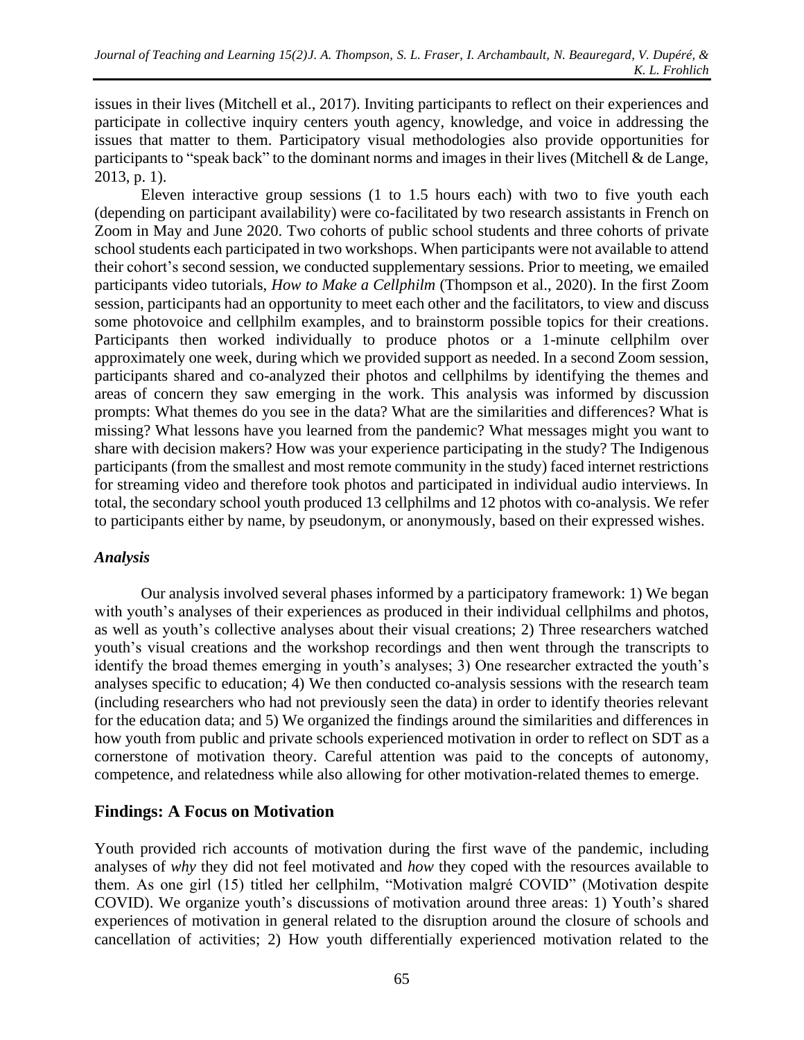issues in their lives (Mitchell et al., 2017). Inviting participants to reflect on their experiences and participate in collective inquiry centers youth agency, knowledge, and voice in addressing the issues that matter to them. Participatory visual methodologies also provide opportunities for participants to "speak back" to the dominant norms and images in their lives (Mitchell & de Lange, 2013, p. 1).

Eleven interactive group sessions (1 to 1.5 hours each) with two to five youth each (depending on participant availability) were co-facilitated by two research assistants in French on Zoom in May and June 2020. Two cohorts of public school students and three cohorts of private school students each participated in two workshops. When participants were not available to attend their cohort's second session, we conducted supplementary sessions. Prior to meeting, we emailed participants video tutorials, *How to Make a Cellphilm* (Thompson et al., 2020). In the first Zoom session, participants had an opportunity to meet each other and the facilitators, to view and discuss some photovoice and cellphilm examples, and to brainstorm possible topics for their creations. Participants then worked individually to produce photos or a 1-minute cellphilm over approximately one week, during which we provided support as needed. In a second Zoom session, participants shared and co-analyzed their photos and cellphilms by identifying the themes and areas of concern they saw emerging in the work. This analysis was informed by discussion prompts: What themes do you see in the data? What are the similarities and differences? What is missing? What lessons have you learned from the pandemic? What messages might you want to share with decision makers? How was your experience participating in the study? The Indigenous participants (from the smallest and most remote community in the study) faced internet restrictions for streaming video and therefore took photos and participated in individual audio interviews. In total, the secondary school youth produced 13 cellphilms and 12 photos with co-analysis. We refer to participants either by name, by pseudonym, or anonymously, based on their expressed wishes.

### *Analysis*

Our analysis involved several phases informed by a participatory framework: 1) We began with youth's analyses of their experiences as produced in their individual cellphilms and photos, as well as youth's collective analyses about their visual creations; 2) Three researchers watched youth's visual creations and the workshop recordings and then went through the transcripts to identify the broad themes emerging in youth's analyses; 3) One researcher extracted the youth's analyses specific to education; 4) We then conducted co-analysis sessions with the research team (including researchers who had not previously seen the data) in order to identify theories relevant for the education data; and 5) We organized the findings around the similarities and differences in how youth from public and private schools experienced motivation in order to reflect on SDT as a cornerstone of motivation theory. Careful attention was paid to the concepts of autonomy, competence, and relatedness while also allowing for other motivation-related themes to emerge.

## Findings: A Focus on Motivation

Youth provided rich accounts of motivation during the first wave of the pandemic, including analyses of *why* they did not feel motivated and *how* they coped with the resources available to them. As one girl (15) titled her cellphilm, "Motivation malgré COVID" (Motivation despite COVID). We organize youth's discussions of motivation around three areas: 1) Youth's shared experiences of motivation in general related to the disruption around the closure of schools and cancellation of activities; 2) How youth differentially experienced motivation related to the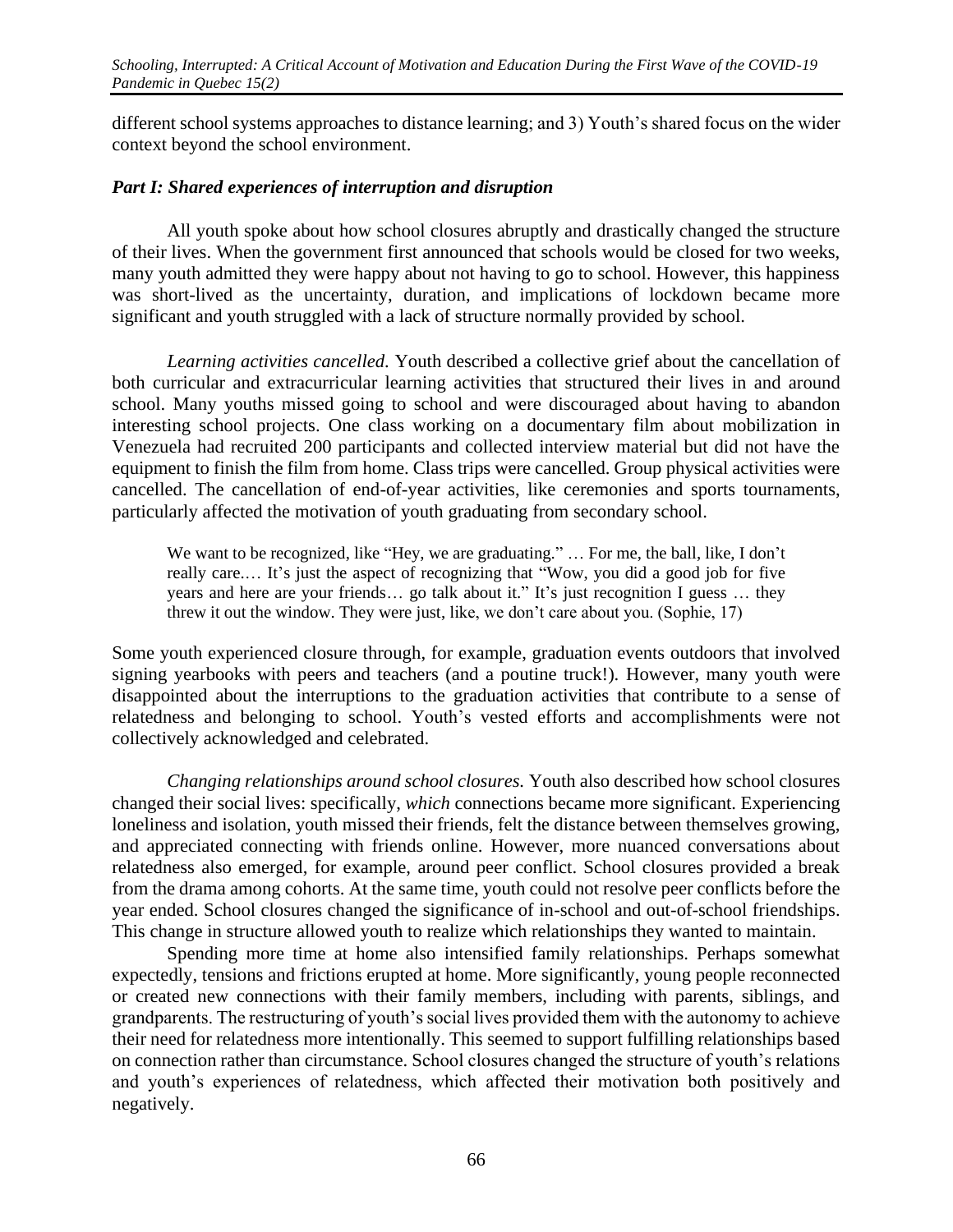different school systems approaches to distance learning; and 3) Youth's shared focus on the wider context beyond the school environment.

### *Part I: Shared experiences of interruption and disruption*

All youth spoke about how school closures abruptly and drastically changed the structure of their lives. When the government first announced that schools would be closed for two weeks, many youth admitted they were happy about not having to go to school. However, this happiness was short-lived as the uncertainty, duration, and implications of lockdown became more significant and youth struggled with a lack of structure normally provided by school.

*Learning activities cancelled.* Youth described a collective grief about the cancellation of both curricular and extracurricular learning activities that structured their lives in and around school. Many youths missed going to school and were discouraged about having to abandon interesting school projects. One class working on a documentary film about mobilization in Venezuela had recruited 200 participants and collected interview material but did not have the equipment to finish the film from home. Class trips were cancelled. Group physical activities were cancelled. The cancellation of end-of-year activities, like ceremonies and sports tournaments, particularly affected the motivation of youth graduating from secondary school.

> We want to be recognized, like "Hey, we are graduating." … For me, the ball, like, I don't really care.… It's just the aspect of recognizing that "Wow, you did a good job for five years and here are your friends… go talk about it." It's just recognition I guess … they threw it out the window. They were just, like, we don't care about you. (Sophie, 17)

Some youth experienced closure through, for example, graduation events outdoors that involved signing yearbooks with peers and teachers (and a poutine truck!). However, many youth were disappointed about the interruptions to the graduation activities that contribute to a sense of relatedness and belonging to school. Youth's vested efforts and accomplishments were not collectively acknowledged and celebrated.

*Changing relationships around school closures.* Youth also described how school closures changed their social lives: specifically, *which* connections became more significant. Experiencing loneliness and isolation, youth missed their friends, felt the distance between themselves growing, and appreciated connecting with friends online. However, more nuanced conversations about relatedness also emerged, for example, around peer conflict. School closures provided a break from the drama among cohorts. At the same time, youth could not resolve peer conflicts before the year ended. School closures changed the significance of in-school and out-of-school friendships. This change in structure allowed youth to realize which relationships they wanted to maintain.

Spending more time at home also intensified family relationships. Perhaps somewhat expectedly, tensions and frictions erupted at home. More significantly, young people reconnected or created new connections with their family members, including with parents, siblings, and grandparents. The restructuring of youth's social lives provided them with the autonomy to achieve their need for relatedness more intentionally. This seemed to support fulfilling relationships based on connection rather than circumstance. School closures changed the structure of youth's relations and youth's experiences of relatedness, which affected their motivation both positively and negatively.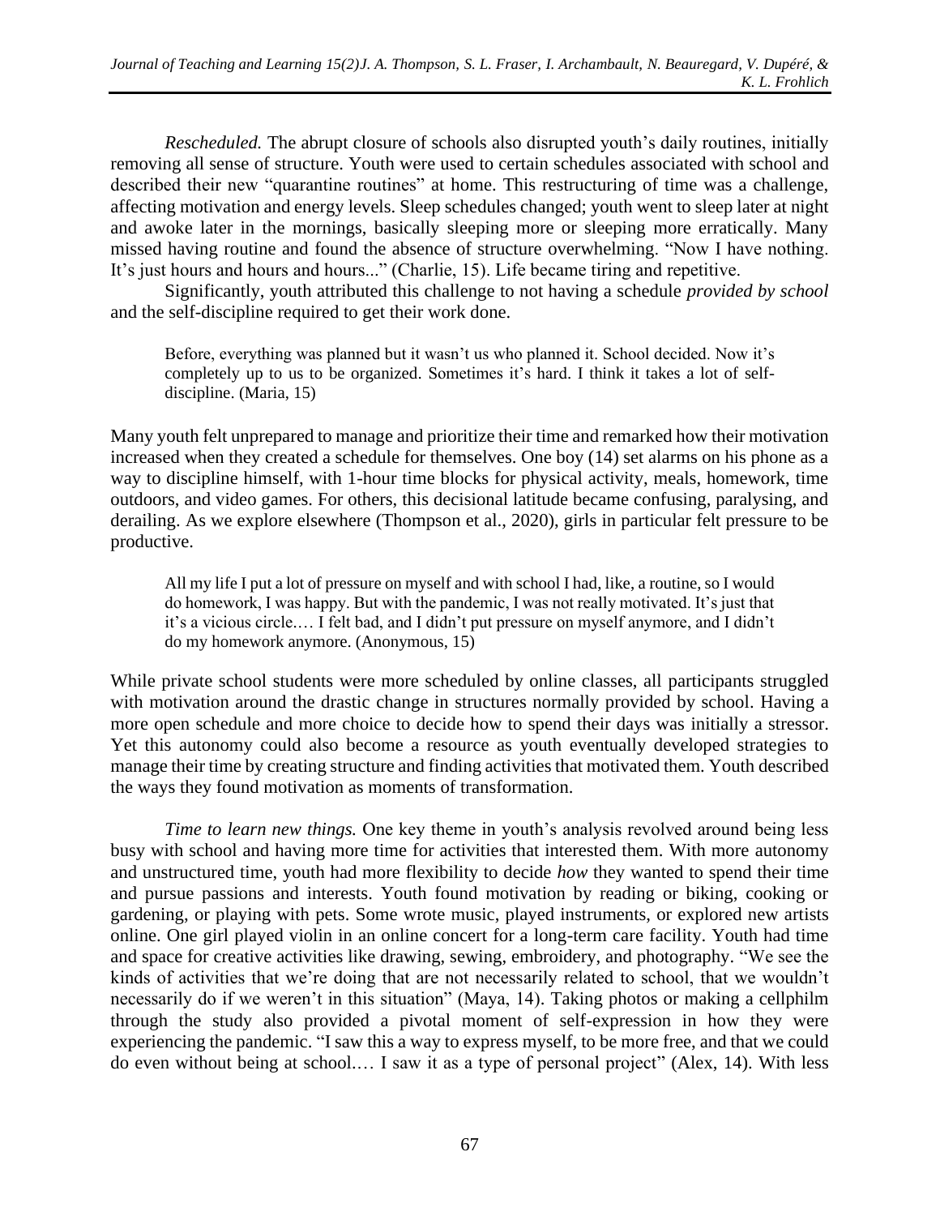*Rescheduled.* The abrupt closure of schools also disrupted youth's daily routines, initially removing all sense of structure. Youth were used to certain schedules associated with school and described their new "quarantine routines" at home. This restructuring of time was a challenge, affecting motivation and energy levels. Sleep schedules changed; youth went to sleep later at night and awoke later in the mornings, basically sleeping more or sleeping more erratically. Many missed having routine and found the absence of structure overwhelming. "Now I have nothing. It's just hours and hours and hours..." (Charlie, 15). Life became tiring and repetitive.

Significantly, youth attributed this challenge to not having a schedule *provided by school* and the self-discipline required to get their work done.

> Before, everything was planned but it wasn't us who planned it. School decided. Now it's completely up to us to be organized. Sometimes it's hard. I think it takes a lot of self-discipline. (Maria, 15)

Many youth felt unprepared to manage and prioritize their time and remarked how their motivation increased when they created a schedule for themselves. One boy (14) set alarms on his phone as a way to discipline himself, with 1-hour time blocks for physical activity, meals, homework, time outdoors, and video games. For others, this decisional latitude became confusing, paralysing, and derailing. As we explore elsewhere (Thompson et al., 2020), girls in particular felt pressure to be productive.

> All my life I put a lot of pressure on myself and with school I had, like, a routine, so I would do homework, I was happy. But with the pandemic, I was not really motivated. It's just that it's a vicious circle.… I felt bad, and I didn't put pressure on myself anymore, and I didn't do my homework anymore. (Anonymous, 15)

While private school students were more scheduled by online classes, all participants struggled with motivation around the drastic change in structures normally provided by school. Having a more open schedule and more choice to decide how to spend their days was initially a stressor. Yet this autonomy could also become a resource as youth eventually developed strategies to manage their time by creating structure and finding activities that motivated them. Youth described the ways they found motivation as moments of transformation.

*Time to learn new things.* One key theme in youth's analysis revolved around being less busy with school and having more time for activities that interested them. With more autonomy and unstructured time, youth had more flexibility to decide *how* they wanted to spend their time and pursue passions and interests. Youth found motivation by reading or biking, cooking or gardening, or playing with pets. Some wrote music, played instruments, or explored new artists online. One girl played violin in an online concert for a long-term care facility. Youth had time and space for creative activities like drawing, sewing, embroidery, and photography. "We see the kinds of activities that we're doing that are not necessarily related to school, that we wouldn't necessarily do if we weren't in this situation" (Maya, 14). Taking photos or making a cellphilm through the study also provided a pivotal moment of self-expression in how they were experiencing the pandemic. "I saw this a way to express myself, to be more free, and that we could do even without being at school.… I saw it as a type of personal project" (Alex, 14). With less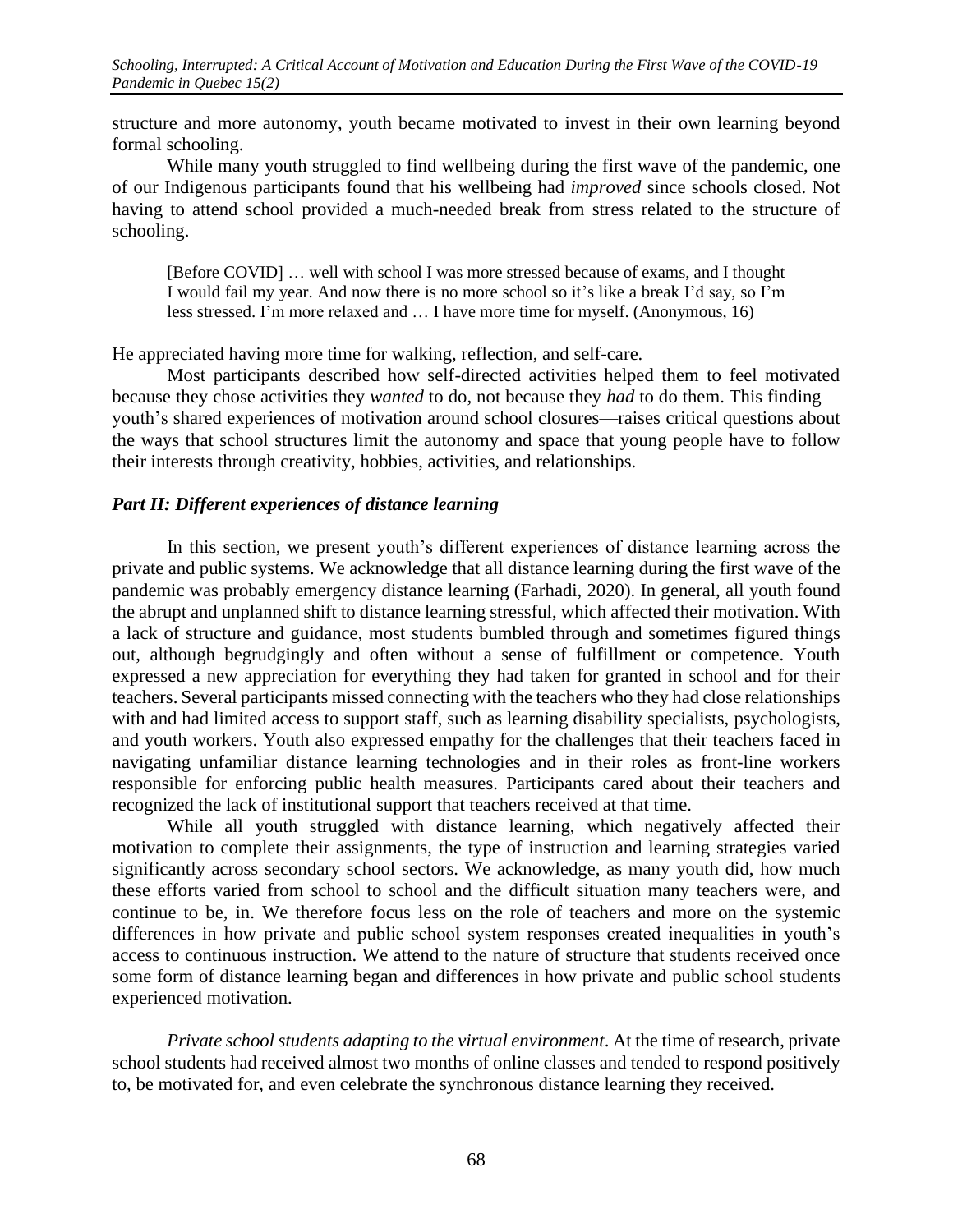structure and more autonomy, youth became motivated to invest in their own learning beyond formal schooling.

While many youth struggled to find wellbeing during the first wave of the pandemic, one of our Indigenous participants found that his wellbeing had *improved* since schools closed. Not having to attend school provided a much-needed break from stress related to the structure of schooling.

> [Before COVID] … well with school I was more stressed because of exams, and I thought I would fail my year. And now there is no more school so it's like a break I'd say, so I'm less stressed. I'm more relaxed and … I have more time for myself. (Anonymous, 16)

He appreciated having more time for walking, reflection, and self-care.

Most participants described how self-directed activities helped them to feel motivated because they chose activities they *wanted* to do, not because they *had* to do them. This finding—youth's shared experiences of motivation around school closures—raises critical questions about the ways that school structures limit the autonomy and space that young people have to follow their interests through creativity, hobbies, activities, and relationships.

### *Part II: Different experiences of distance learning*

In this section, we present youth's different experiences of distance learning across the private and public systems. We acknowledge that all distance learning during the first wave of the pandemic was probably emergency distance learning (Farhadi, 2020). In general, all youth found the abrupt and unplanned shift to distance learning stressful, which affected their motivation. With a lack of structure and guidance, most students bumbled through and sometimes figured things out, although begrudgingly and often without a sense of fulfillment or competence. Youth expressed a new appreciation for everything they had taken for granted in school and for their teachers. Several participants missed connecting with the teachers who they had close relationships with and had limited access to support staff, such as learning disability specialists, psychologists, and youth workers. Youth also expressed empathy for the challenges that their teachers faced in navigating unfamiliar distance learning technologies and in their roles as front-line workers responsible for enforcing public health measures. Participants cared about their teachers and recognized the lack of institutional support that teachers received at that time.

While all youth struggled with distance learning, which negatively affected their motivation to complete their assignments, the type of instruction and learning strategies varied significantly across secondary school sectors. We acknowledge, as many youth did, how much these efforts varied from school to school and the difficult situation many teachers were, and continue to be, in. We therefore focus less on the role of teachers and more on the systemic differences in how private and public school system responses created inequalities in youth's access to continuous instruction. We attend to the nature of structure that students received once some form of distance learning began and differences in how private and public school students experienced motivation.

*Private school students adapting to the virtual environment*. At the time of research, private school students had received almost two months of online classes and tended to respond positively to, be motivated for, and even celebrate the synchronous distance learning they received.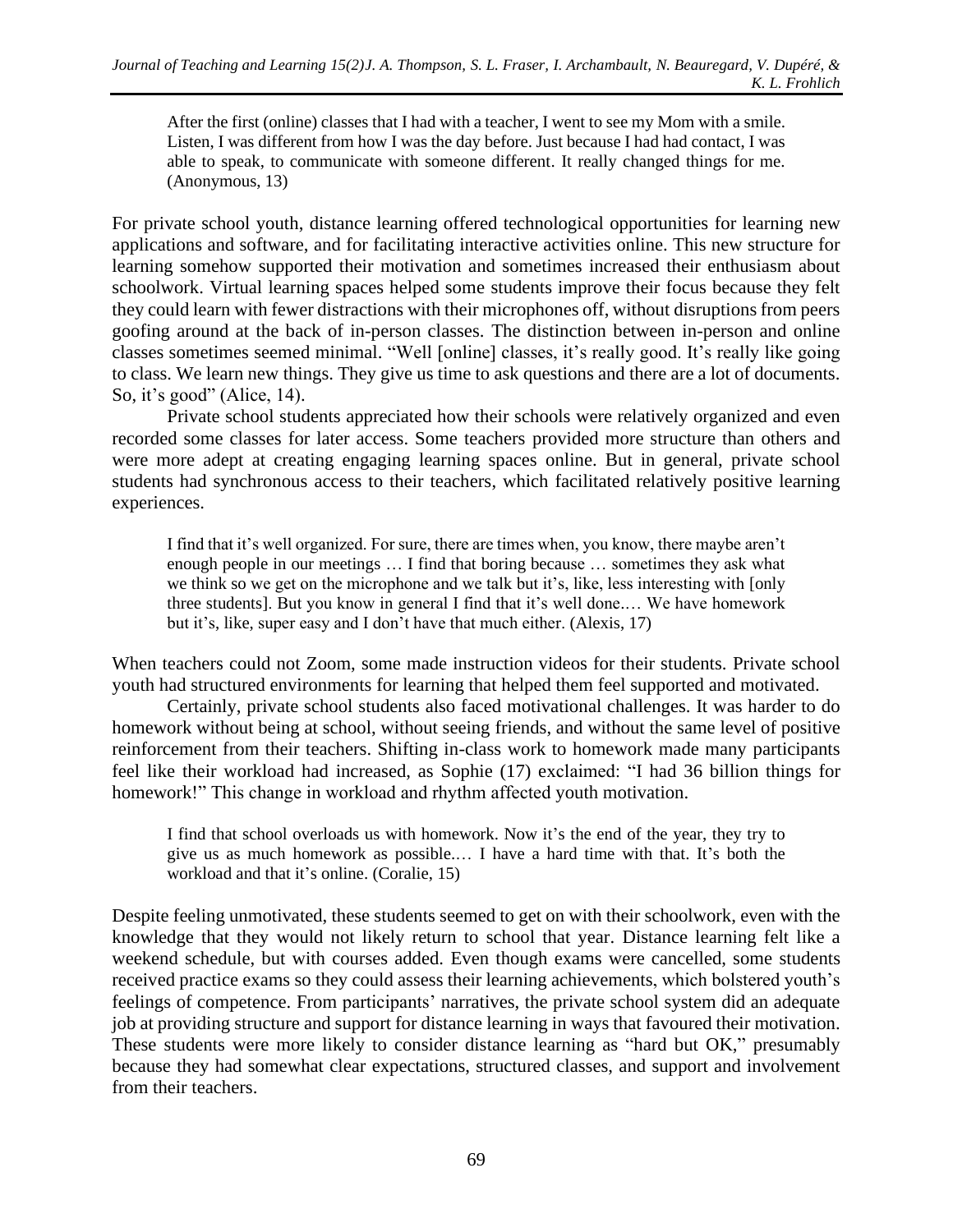> After the first (online) classes that I had with a teacher, I went to see my Mom with a smile. Listen, I was different from how I was the day before. Just because I had had contact, I was able to speak, to communicate with someone different. It really changed things for me. (Anonymous, 13)

For private school youth, distance learning offered technological opportunities for learning new applications and software, and for facilitating interactive activities online. This new structure for learning somehow supported their motivation and sometimes increased their enthusiasm about schoolwork. Virtual learning spaces helped some students improve their focus because they felt they could learn with fewer distractions with their microphones off, without disruptions from peers goofing around at the back of in-person classes. The distinction between in-person and online classes sometimes seemed minimal. "Well [online] classes, it's really good. It's really like going to class. We learn new things. They give us time to ask questions and there are a lot of documents. So, it's good" (Alice, 14).

Private school students appreciated how their schools were relatively organized and even recorded some classes for later access. Some teachers provided more structure than others and were more adept at creating engaging learning spaces online. But in general, private school students had synchronous access to their teachers, which facilitated relatively positive learning experiences.

> I find that it's well organized. For sure, there are times when, you know, there maybe aren't enough people in our meetings … I find that boring because … sometimes they ask what we think so we get on the microphone and we talk but it's, like, less interesting with [only three students]. But you know in general I find that it's well done.… We have homework but it's, like, super easy and I don't have that much either. (Alexis, 17)

When teachers could not Zoom, some made instruction videos for their students. Private school youth had structured environments for learning that helped them feel supported and motivated.

Certainly, private school students also faced motivational challenges. It was harder to do homework without being at school, without seeing friends, and without the same level of positive reinforcement from their teachers. Shifting in-class work to homework made many participants feel like their workload had increased, as Sophie (17) exclaimed: "I had 36 billion things for homework!" This change in workload and rhythm affected youth motivation.

> I find that school overloads us with homework. Now it's the end of the year, they try to give us as much homework as possible.… I have a hard time with that. It's both the workload and that it's online. (Coralie, 15)

Despite feeling unmotivated, these students seemed to get on with their schoolwork, even with the knowledge that they would not likely return to school that year. Distance learning felt like a weekend schedule, but with courses added. Even though exams were cancelled, some students received practice exams so they could assess their learning achievements, which bolstered youth's feelings of competence. From participants' narratives, the private school system did an adequate job at providing structure and support for distance learning in ways that favoured their motivation. These students were more likely to consider distance learning as "hard but OK," presumably because they had somewhat clear expectations, structured classes, and support and involvement from their teachers.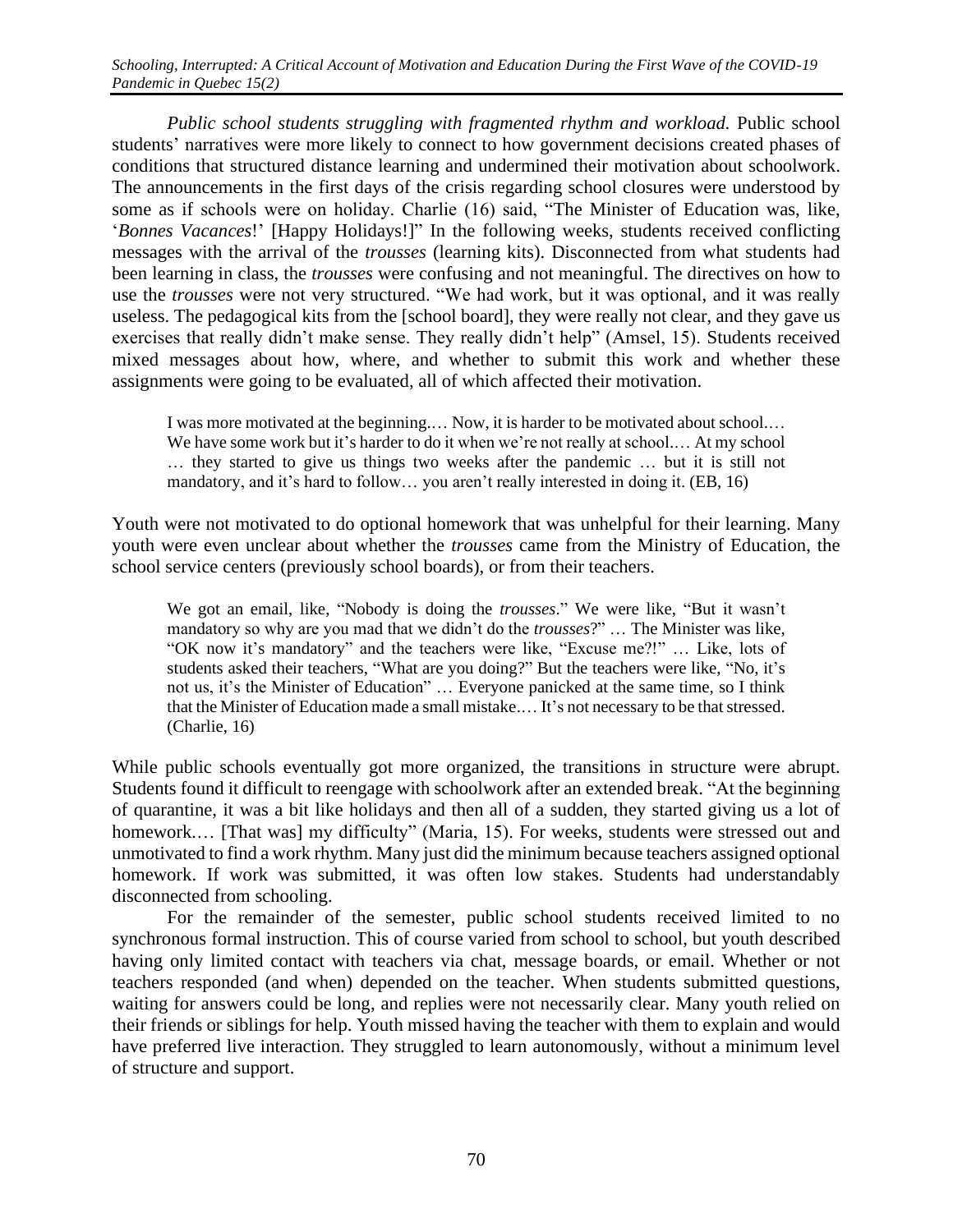*Public school students struggling with fragmented rhythm and workload.* Public school students' narratives were more likely to connect to how government decisions created phases of conditions that structured distance learning and undermined their motivation about schoolwork. The announcements in the first days of the crisis regarding school closures were understood by some as if schools were on holiday. Charlie (16) said, "The Minister of Education was, like, '*Bonnes Vacances*!' [Happy Holidays!]" In the following weeks, students received conflicting messages with the arrival of the *trousses* (learning kits). Disconnected from what students had been learning in class, the *trousses* were confusing and not meaningful. The directives on how to use the *trousses* were not very structured. "We had work, but it was optional, and it was really useless. The pedagogical kits from the [school board], they were really not clear, and they gave us exercises that really didn't make sense. They really didn't help" (Amsel, 15). Students received mixed messages about how, where, and whether to submit this work and whether these assignments were going to be evaluated, all of which affected their motivation.

> I was more motivated at the beginning.… Now, it is harder to be motivated about school.… We have some work but it's harder to do it when we're not really at school.… At my school … they started to give us things two weeks after the pandemic … but it is still not mandatory, and it's hard to follow… you aren't really interested in doing it. (EB, 16)

Youth were not motivated to do optional homework that was unhelpful for their learning. Many youth were even unclear about whether the *trousses* came from the Ministry of Education, the school service centers (previously school boards), or from their teachers.

> We got an email, like, "Nobody is doing the *trousses*." We were like, "But it wasn't mandatory so why are you mad that we didn't do the *trousses*?" … The Minister was like, "OK now it's mandatory" and the teachers were like, "Excuse me?!" … Like, lots of students asked their teachers, "What are you doing?" But the teachers were like, "No, it's not us, it's the Minister of Education" … Everyone panicked at the same time, so I think that the Minister of Education made a small mistake.… It's not necessary to be that stressed. (Charlie, 16)

While public schools eventually got more organized, the transitions in structure were abrupt. Students found it difficult to reengage with schoolwork after an extended break. "At the beginning of quarantine, it was a bit like holidays and then all of a sudden, they started giving us a lot of homework.… [That was] my difficulty" (Maria, 15). For weeks, students were stressed out and unmotivated to find a work rhythm. Many just did the minimum because teachers assigned optional homework. If work was submitted, it was often low stakes. Students had understandably disconnected from schooling.

For the remainder of the semester, public school students received limited to no synchronous formal instruction. This of course varied from school to school, but youth described having only limited contact with teachers via chat, message boards, or email. Whether or not teachers responded (and when) depended on the teacher. When students submitted questions, waiting for answers could be long, and replies were not necessarily clear. Many youth relied on their friends or siblings for help. Youth missed having the teacher with them to explain and would have preferred live interaction. They struggled to learn autonomously, without a minimum level of structure and support.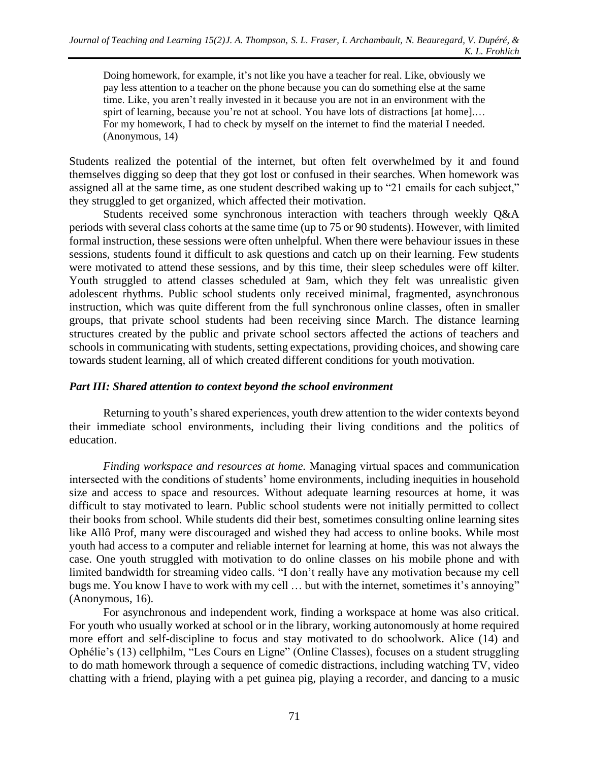> Doing homework, for example, it's not like you have a teacher for real. Like, obviously we pay less attention to a teacher on the phone because you can do something else at the same time. Like, you aren't really invested in it because you are not in an environment with the spirt of learning, because you're not at school. You have lots of distractions [at home].… For my homework, I had to check by myself on the internet to find the material I needed. (Anonymous, 14)

Students realized the potential of the internet, but often felt overwhelmed by it and found themselves digging so deep that they got lost or confused in their searches. When homework was assigned all at the same time, as one student described waking up to "21 emails for each subject," they struggled to get organized, which affected their motivation.

Students received some synchronous interaction with teachers through weekly Q&A periods with several class cohorts at the same time (up to 75 or 90 students). However, with limited formal instruction, these sessions were often unhelpful. When there were behaviour issues in these sessions, students found it difficult to ask questions and catch up on their learning. Few students were motivated to attend these sessions, and by this time, their sleep schedules were off kilter. Youth struggled to attend classes scheduled at 9am, which they felt was unrealistic given adolescent rhythms. Public school students only received minimal, fragmented, asynchronous instruction, which was quite different from the full synchronous online classes, often in smaller groups, that private school students had been receiving since March. The distance learning structures created by the public and private school sectors affected the actions of teachers and schools in communicating with students, setting expectations, providing choices, and showing care towards student learning, all of which created different conditions for youth motivation.

### *Part III: Shared attention to context beyond the school environment*

Returning to youth's shared experiences, youth drew attention to the wider contexts beyond their immediate school environments, including their living conditions and the politics of education.

*Finding workspace and resources at home.* Managing virtual spaces and communication intersected with the conditions of students' home environments, including inequities in household size and access to space and resources. Without adequate learning resources at home, it was difficult to stay motivated to learn. Public school students were not initially permitted to collect their books from school. While students did their best, sometimes consulting online learning sites like Allô Prof, many were discouraged and wished they had access to online books. While most youth had access to a computer and reliable internet for learning at home, this was not always the case. One youth struggled with motivation to do online classes on his mobile phone and with limited bandwidth for streaming video calls. "I don't really have any motivation because my cell bugs me. You know I have to work with my cell … but with the internet, sometimes it's annoying" (Anonymous, 16).

For asynchronous and independent work, finding a workspace at home was also critical. For youth who usually worked at school or in the library, working autonomously at home required more effort and self-discipline to focus and stay motivated to do schoolwork. Alice (14) and Ophélie's (13) cellphilm, "Les Cours en Ligne" (Online Classes), focuses on a student struggling to do math homework through a sequence of comedic distractions, including watching TV, video chatting with a friend, playing with a pet guinea pig, playing a recorder, and dancing to a music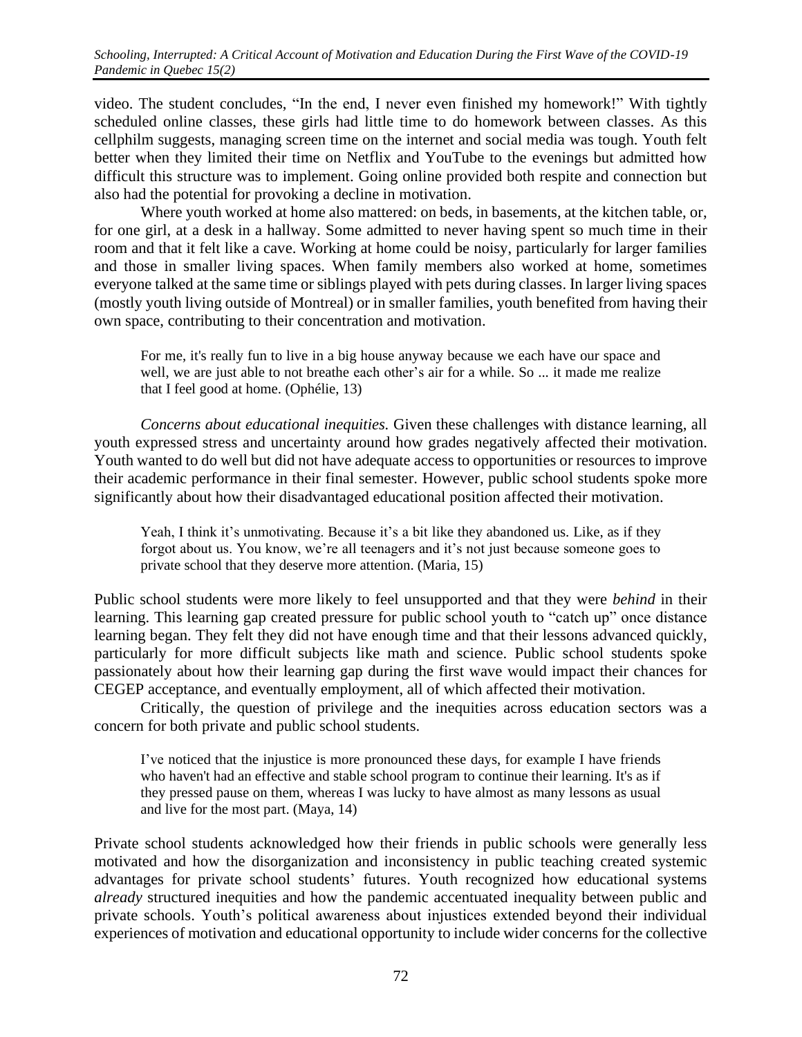video. The student concludes, “In the end, I never even finished my homework!” With tightly scheduled online classes, these girls had little time to do homework between classes. As this cellphilm suggests, managing screen time on the internet and social media was tough. Youth felt better when they limited their time on Netflix and YouTube to the evenings but admitted how difficult this structure was to implement. Going online provided both respite and connection but also had the potential for provoking a decline in motivation.

Where youth worked at home also mattered: on beds, in basements, at the kitchen table, or, for one girl, at a desk in a hallway. Some admitted to never having spent so much time in their room and that it felt like a cave. Working at home could be noisy, particularly for larger families and those in smaller living spaces. When family members also worked at home, sometimes everyone talked at the same time or siblings played with pets during classes. In larger living spaces (mostly youth living outside of Montreal) or in smaller families, youth benefited from having their own space, contributing to their concentration and motivation.

> For me, it's really fun to live in a big house anyway because we each have our space and well, we are just able to not breathe each other’s air for a while. So ... it made me realize that I feel good at home. (Ophélie, 13)

*Concerns about educational inequities.* Given these challenges with distance learning, all youth expressed stress and uncertainty around how grades negatively affected their motivation. Youth wanted to do well but did not have adequate access to opportunities or resources to improve their academic performance in their final semester. However, public school students spoke more significantly about how their disadvantaged educational position affected their motivation.

> Yeah, I think it’s unmotivating. Because it’s a bit like they abandoned us. Like, as if they forgot about us. You know, we’re all teenagers and it’s not just because someone goes to private school that they deserve more attention. (Maria, 15)

Public school students were more likely to feel unsupported and that they were *behind* in their learning. This learning gap created pressure for public school youth to “catch up” once distance learning began. They felt they did not have enough time and that their lessons advanced quickly, particularly for more difficult subjects like math and science. Public school students spoke passionately about how their learning gap during the first wave would impact their chances for CEGEP acceptance, and eventually employment, all of which affected their motivation.

Critically, the question of privilege and the inequities across education sectors was a concern for both private and public school students.

> I’ve noticed that the injustice is more pronounced these days, for example I have friends who haven't had an effective and stable school program to continue their learning. It's as if they pressed pause on them, whereas I was lucky to have almost as many lessons as usual and live for the most part. (Maya, 14)

Private school students acknowledged how their friends in public schools were generally less motivated and how the disorganization and inconsistency in public teaching created systemic advantages for private school students’ futures. Youth recognized how educational systems *already* structured inequities and how the pandemic accentuated inequality between public and private schools. Youth’s political awareness about injustices extended beyond their individual experiences of motivation and educational opportunity to include wider concerns for the collective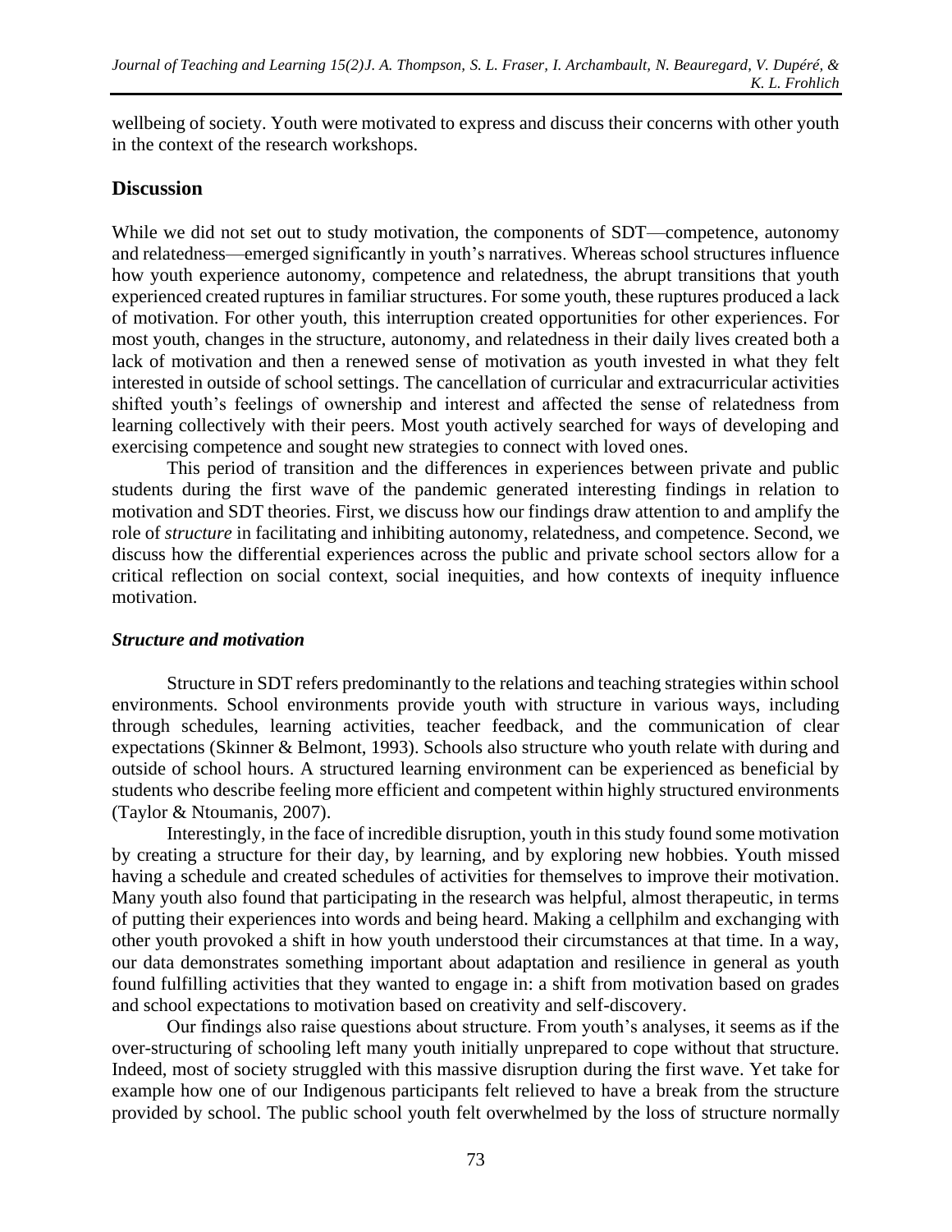wellbeing of society. Youth were motivated to express and discuss their concerns with other youth in the context of the research workshops.

## Discussion

While we did not set out to study motivation, the components of SDT—competence, autonomy and relatedness—emerged significantly in youth's narratives. Whereas school structures influence how youth experience autonomy, competence and relatedness, the abrupt transitions that youth experienced created ruptures in familiar structures. For some youth, these ruptures produced a lack of motivation. For other youth, this interruption created opportunities for other experiences. For most youth, changes in the structure, autonomy, and relatedness in their daily lives created both a lack of motivation and then a renewed sense of motivation as youth invested in what they felt interested in outside of school settings. The cancellation of curricular and extracurricular activities shifted youth's feelings of ownership and interest and affected the sense of relatedness from learning collectively with their peers. Most youth actively searched for ways of developing and exercising competence and sought new strategies to connect with loved ones.

This period of transition and the differences in experiences between private and public students during the first wave of the pandemic generated interesting findings in relation to motivation and SDT theories. First, we discuss how our findings draw attention to and amplify the role of *structure* in facilitating and inhibiting autonomy, relatedness, and competence. Second, we discuss how the differential experiences across the public and private school sectors allow for a critical reflection on social context, social inequities, and how contexts of inequity influence motivation.

### *Structure and motivation*

Structure in SDT refers predominantly to the relations and teaching strategies within school environments. School environments provide youth with structure in various ways, including through schedules, learning activities, teacher feedback, and the communication of clear expectations (Skinner & Belmont, 1993). Schools also structure who youth relate with during and outside of school hours. A structured learning environment can be experienced as beneficial by students who describe feeling more efficient and competent within highly structured environments (Taylor & Ntoumanis, 2007).

Interestingly, in the face of incredible disruption, youth in this study found some motivation by creating a structure for their day, by learning, and by exploring new hobbies. Youth missed having a schedule and created schedules of activities for themselves to improve their motivation. Many youth also found that participating in the research was helpful, almost therapeutic, in terms of putting their experiences into words and being heard. Making a cellphilm and exchanging with other youth provoked a shift in how youth understood their circumstances at that time. In a way, our data demonstrates something important about adaptation and resilience in general as youth found fulfilling activities that they wanted to engage in: a shift from motivation based on grades and school expectations to motivation based on creativity and self-discovery.

Our findings also raise questions about structure. From youth's analyses, it seems as if the over-structuring of schooling left many youth initially unprepared to cope without that structure. Indeed, most of society struggled with this massive disruption during the first wave. Yet take for example how one of our Indigenous participants felt relieved to have a break from the structure provided by school. The public school youth felt overwhelmed by the loss of structure normally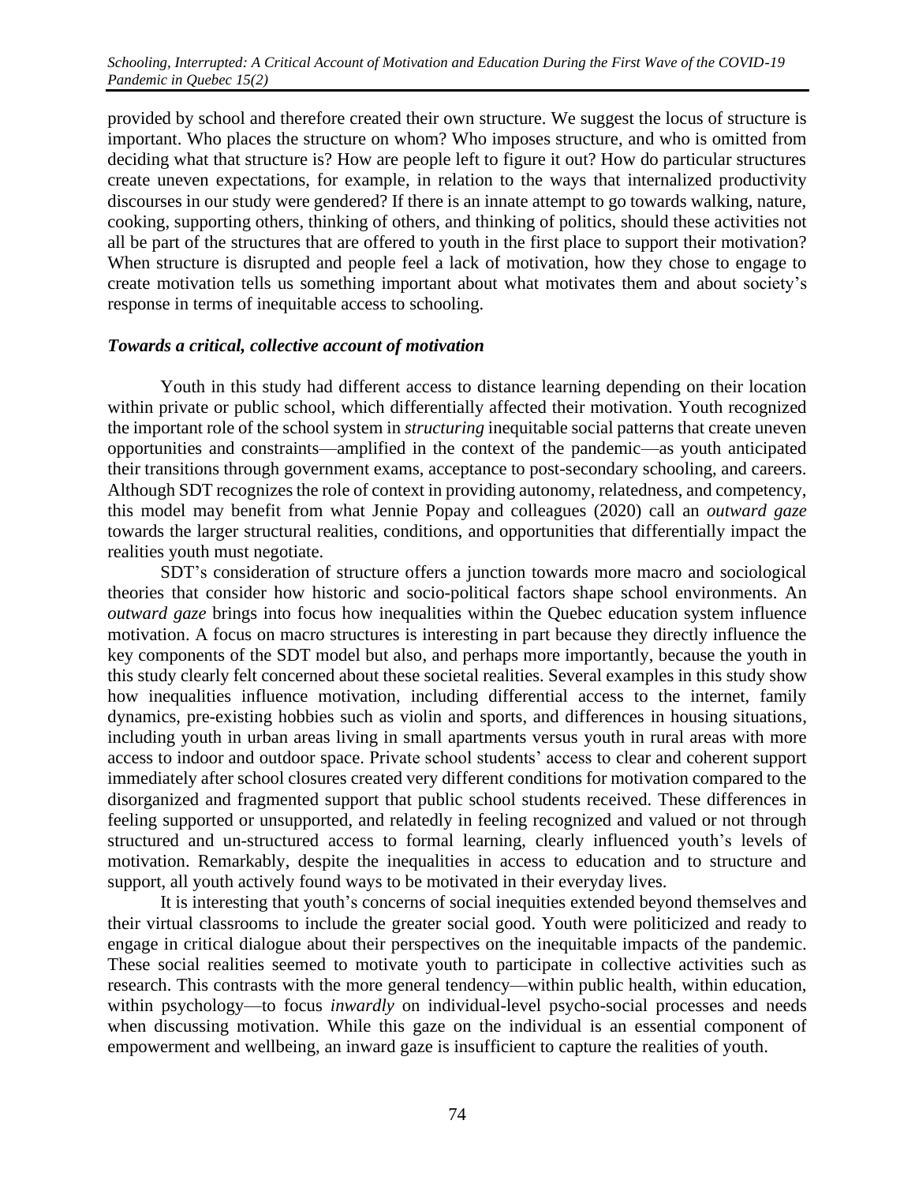provided by school and therefore created their own structure. We suggest the locus of structure is important. Who places the structure on whom? Who imposes structure, and who is omitted from deciding what that structure is? How are people left to figure it out? How do particular structures create uneven expectations, for example, in relation to the ways that internalized productivity discourses in our study were gendered? If there is an innate attempt to go towards walking, nature, cooking, supporting others, thinking of others, and thinking of politics, should these activities not all be part of the structures that are offered to youth in the first place to support their motivation? When structure is disrupted and people feel a lack of motivation, how they chose to engage to create motivation tells us something important about what motivates them and about society's response in terms of inequitable access to schooling.

### *Towards a critical, collective account of motivation*

Youth in this study had different access to distance learning depending on their location within private or public school, which differentially affected their motivation. Youth recognized the important role of the school system in *structuring* inequitable social patterns that create uneven opportunities and constraints—amplified in the context of the pandemic—as youth anticipated their transitions through government exams, acceptance to post-secondary schooling, and careers. Although SDT recognizes the role of context in providing autonomy, relatedness, and competency, this model may benefit from what Jennie Popay and colleagues (2020) call an *outward gaze* towards the larger structural realities, conditions, and opportunities that differentially impact the realities youth must negotiate.

SDT's consideration of structure offers a junction towards more macro and sociological theories that consider how historic and socio-political factors shape school environments. An *outward gaze* brings into focus how inequalities within the Quebec education system influence motivation. A focus on macro structures is interesting in part because they directly influence the key components of the SDT model but also, and perhaps more importantly, because the youth in this study clearly felt concerned about these societal realities. Several examples in this study show how inequalities influence motivation, including differential access to the internet, family dynamics, pre-existing hobbies such as violin and sports, and differences in housing situations, including youth in urban areas living in small apartments versus youth in rural areas with more access to indoor and outdoor space. Private school students' access to clear and coherent support immediately after school closures created very different conditions for motivation compared to the disorganized and fragmented support that public school students received. These differences in feeling supported or unsupported, and relatedly in feeling recognized and valued or not through structured and un-structured access to formal learning, clearly influenced youth's levels of motivation. Remarkably, despite the inequalities in access to education and to structure and support, all youth actively found ways to be motivated in their everyday lives.

It is interesting that youth's concerns of social inequities extended beyond themselves and their virtual classrooms to include the greater social good. Youth were politicized and ready to engage in critical dialogue about their perspectives on the inequitable impacts of the pandemic. These social realities seemed to motivate youth to participate in collective activities such as research. This contrasts with the more general tendency—within public health, within education, within psychology—to focus *inwardly* on individual-level psycho-social processes and needs when discussing motivation. While this gaze on the individual is an essential component of empowerment and wellbeing, an inward gaze is insufficient to capture the realities of youth.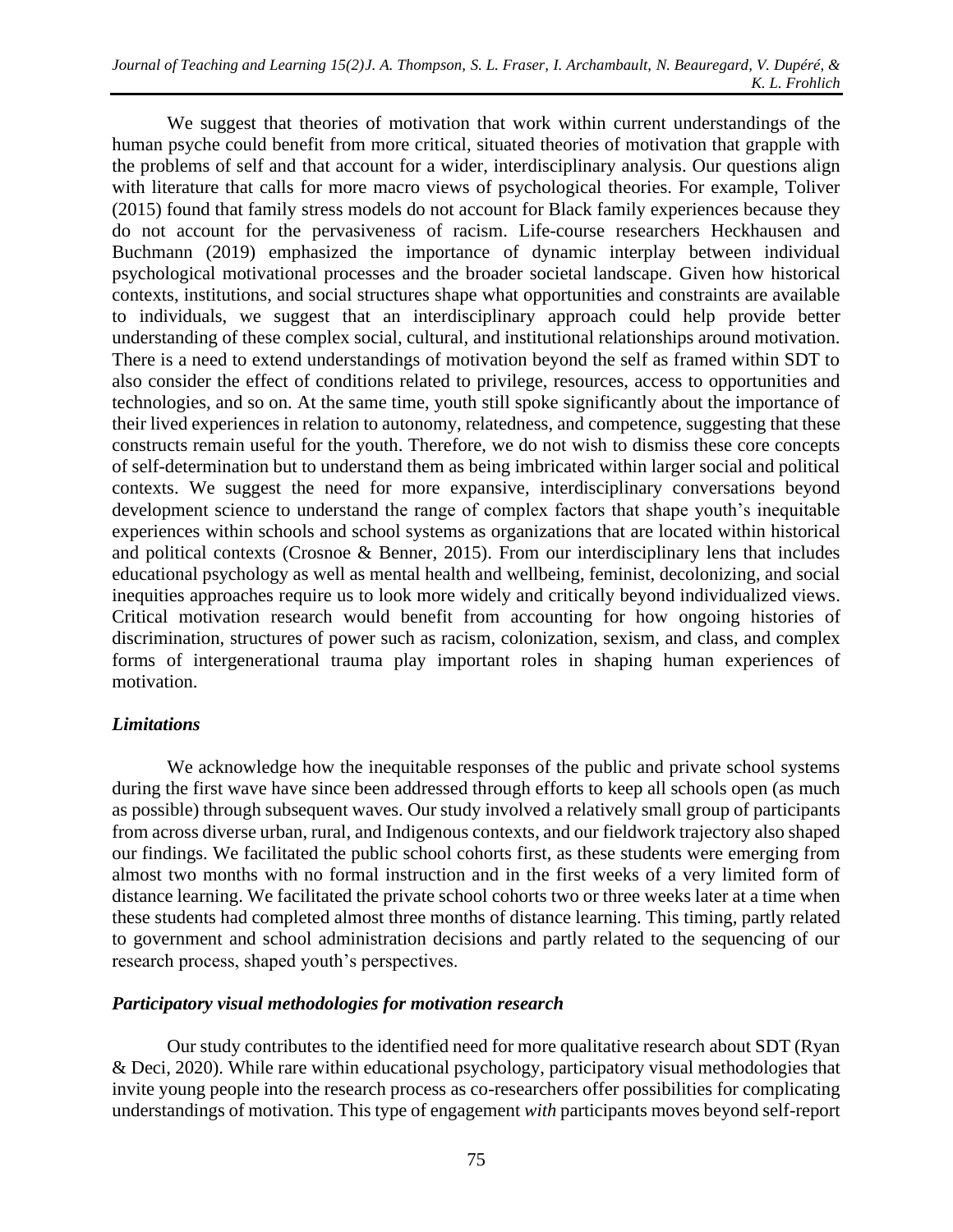We suggest that theories of motivation that work within current understandings of the human psyche could benefit from more critical, situated theories of motivation that grapple with the problems of self and that account for a wider, interdisciplinary analysis. Our questions align with literature that calls for more macro views of psychological theories. For example, Toliver (2015) found that family stress models do not account for Black family experiences because they do not account for the pervasiveness of racism. Life-course researchers Heckhausen and Buchmann (2019) emphasized the importance of dynamic interplay between individual psychological motivational processes and the broader societal landscape. Given how historical contexts, institutions, and social structures shape what opportunities and constraints are available to individuals, we suggest that an interdisciplinary approach could help provide better understanding of these complex social, cultural, and institutional relationships around motivation. There is a need to extend understandings of motivation beyond the self as framed within SDT to also consider the effect of conditions related to privilege, resources, access to opportunities and technologies, and so on. At the same time, youth still spoke significantly about the importance of their lived experiences in relation to autonomy, relatedness, and competence, suggesting that these constructs remain useful for the youth. Therefore, we do not wish to dismiss these core concepts of self-determination but to understand them as being imbricated within larger social and political contexts. We suggest the need for more expansive, interdisciplinary conversations beyond development science to understand the range of complex factors that shape youth's inequitable experiences within schools and school systems as organizations that are located within historical and political contexts (Crosnoe & Benner, 2015). From our interdisciplinary lens that includes educational psychology as well as mental health and wellbeing, feminist, decolonizing, and social inequities approaches require us to look more widely and critically beyond individualized views. Critical motivation research would benefit from accounting for how ongoing histories of discrimination, structures of power such as racism, colonization, sexism, and class, and complex forms of intergenerational trauma play important roles in shaping human experiences of motivation.

### *Limitations*

We acknowledge how the inequitable responses of the public and private school systems during the first wave have since been addressed through efforts to keep all schools open (as much as possible) through subsequent waves. Our study involved a relatively small group of participants from across diverse urban, rural, and Indigenous contexts, and our fieldwork trajectory also shaped our findings. We facilitated the public school cohorts first, as these students were emerging from almost two months with no formal instruction and in the first weeks of a very limited form of distance learning. We facilitated the private school cohorts two or three weeks later at a time when these students had completed almost three months of distance learning. This timing, partly related to government and school administration decisions and partly related to the sequencing of our research process, shaped youth's perspectives.

### *Participatory visual methodologies for motivation research*

Our study contributes to the identified need for more qualitative research about SDT (Ryan & Deci, 2020). While rare within educational psychology, participatory visual methodologies that invite young people into the research process as co-researchers offer possibilities for complicating understandings of motivation. This type of engagement *with* participants moves beyond self-report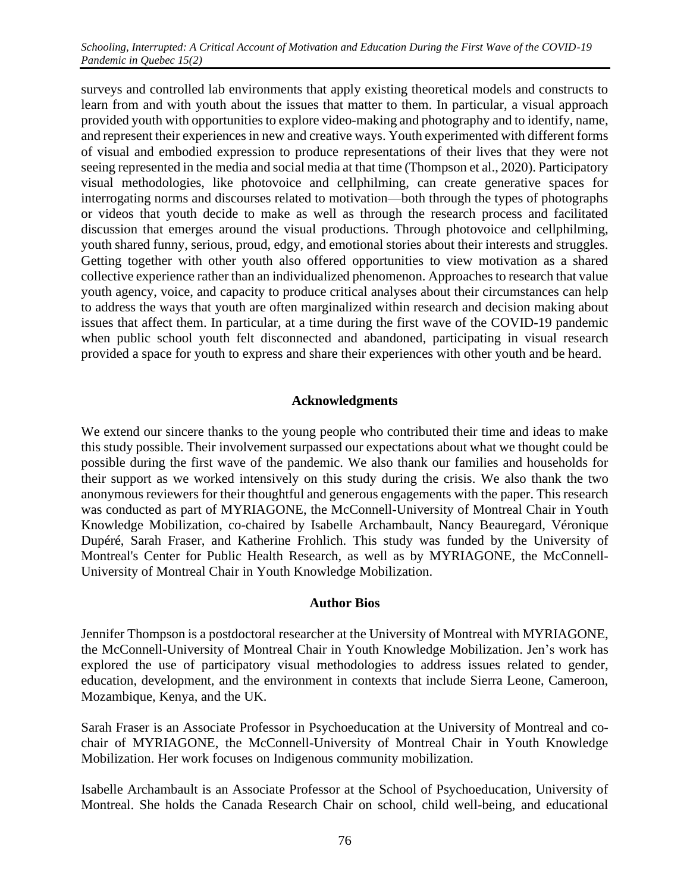surveys and controlled lab environments that apply existing theoretical models and constructs to learn from and with youth about the issues that matter to them. In particular, a visual approach provided youth with opportunities to explore video-making and photography and to identify, name, and represent their experiences in new and creative ways. Youth experimented with different forms of visual and embodied expression to produce representations of their lives that they were not seeing represented in the media and social media at that time (Thompson et al., 2020). Participatory visual methodologies, like photovoice and cellphilming, can create generative spaces for interrogating norms and discourses related to motivation—both through the types of photographs or videos that youth decide to make as well as through the research process and facilitated discussion that emerges around the visual productions. Through photovoice and cellphilming, youth shared funny, serious, proud, edgy, and emotional stories about their interests and struggles. Getting together with other youth also offered opportunities to view motivation as a shared collective experience rather than an individualized phenomenon. Approaches to research that value youth agency, voice, and capacity to produce critical analyses about their circumstances can help to address the ways that youth are often marginalized within research and decision making about issues that affect them. In particular, at a time during the first wave of the COVID-19 pandemic when public school youth felt disconnected and abandoned, participating in visual research provided a space for youth to express and share their experiences with other youth and be heard.

## Acknowledgments

We extend our sincere thanks to the young people who contributed their time and ideas to make this study possible. Their involvement surpassed our expectations about what we thought could be possible during the first wave of the pandemic. We also thank our families and households for their support as we worked intensively on this study during the crisis. We also thank the two anonymous reviewers for their thoughtful and generous engagements with the paper. This research was conducted as part of MYRIAGONE, the McConnell-University of Montreal Chair in Youth Knowledge Mobilization, co-chaired by Isabelle Archambault, Nancy Beauregard, Véronique Dupéré, Sarah Fraser, and Katherine Frohlich. This study was funded by the University of Montreal's Center for Public Health Research, as well as by MYRIAGONE, the McConnell-University of Montreal Chair in Youth Knowledge Mobilization.

## Author Bios

Jennifer Thompson is a postdoctoral researcher at the University of Montreal with MYRIAGONE, the McConnell-University of Montreal Chair in Youth Knowledge Mobilization. Jen's work has explored the use of participatory visual methodologies to address issues related to gender, education, development, and the environment in contexts that include Sierra Leone, Cameroon, Mozambique, Kenya, and the UK.

Sarah Fraser is an Associate Professor in Psychoeducation at the University of Montreal and co-chair of MYRIAGONE, the McConnell-University of Montreal Chair in Youth Knowledge Mobilization. Her work focuses on Indigenous community mobilization.

Isabelle Archambault is an Associate Professor at the School of Psychoeducation, University of Montreal. She holds the Canada Research Chair on school, child well-being, and educational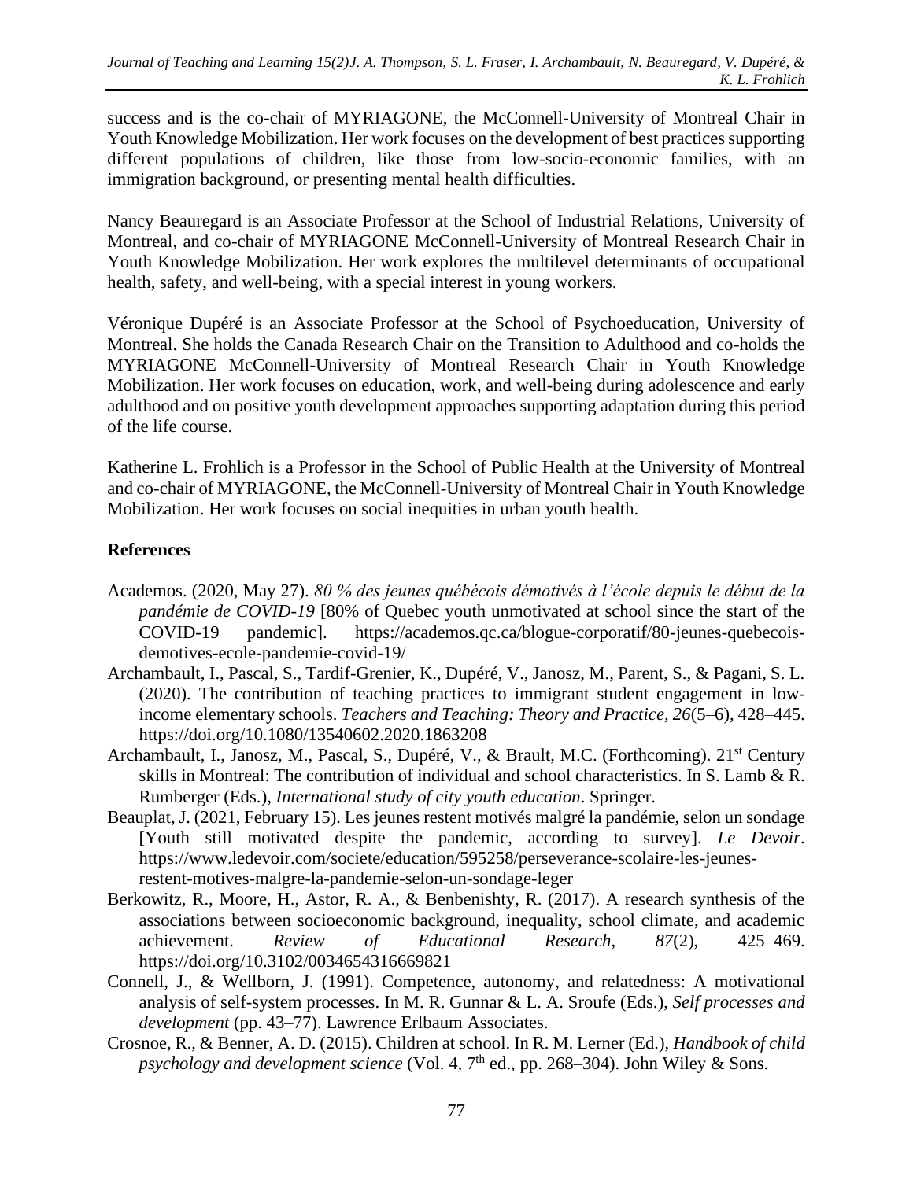success and is the co-chair of MYRIAGONE, the McConnell-University of Montreal Chair in Youth Knowledge Mobilization. Her work focuses on the development of best practices supporting different populations of children, like those from low-socio-economic families, with an immigration background, or presenting mental health difficulties.

Nancy Beauregard is an Associate Professor at the School of Industrial Relations, University of Montreal, and co-chair of MYRIAGONE McConnell-University of Montreal Research Chair in Youth Knowledge Mobilization. Her work explores the multilevel determinants of occupational health, safety, and well-being, with a special interest in young workers.

Véronique Dupéré is an Associate Professor at the School of Psychoeducation, University of Montreal. She holds the Canada Research Chair on the Transition to Adulthood and co-holds the MYRIAGONE McConnell-University of Montreal Research Chair in Youth Knowledge Mobilization. Her work focuses on education, work, and well-being during adolescence and early adulthood and on positive youth development approaches supporting adaptation during this period of the life course.

Katherine L. Frohlich is a Professor in the School of Public Health at the University of Montreal and co-chair of MYRIAGONE, the McConnell-University of Montreal Chair in Youth Knowledge Mobilization. Her work focuses on social inequities in urban youth health.

## References

Academos. (2020, May 27). *80 % des jeunes québécois démotivés à l'école depuis le début de la pandémie de COVID-19* [80% of Quebec youth unmotivated at school since the start of the COVID-19 pandemic]. https://academos.qc.ca/blogue-corporatif/80-jeunes-quebecois-demotives-ecole-pandemie-covid-19/

Archambault, I., Pascal, S., Tardif-Grenier, K., Dupéré, V., Janosz, M., Parent, S., & Pagani, S. L. (2020). The contribution of teaching practices to immigrant student engagement in low-income elementary schools. *Teachers and Teaching: Theory and Practice, 26*(5–6), 428–445. https://doi.org/10.1080/13540602.2020.1863208

Archambault, I., Janosz, M., Pascal, S., Dupéré, V., & Brault, M.C. (Forthcoming). 21st Century skills in Montreal: The contribution of individual and school characteristics. In S. Lamb & R. Rumberger (Eds.), *International study of city youth education*. Springer.

Beauplat, J. (2021, February 15). Les jeunes restent motivés malgré la pandémie, selon un sondage [Youth still motivated despite the pandemic, according to survey]. *Le Devoir*. https://www.ledevoir.com/societe/education/595258/perseverance-scolaire-les-jeunes-restent-motives-malgre-la-pandemie-selon-un-sondage-leger

Berkowitz, R., Moore, H., Astor, R. A., & Benbenishty, R. (2017). A research synthesis of the associations between socioeconomic background, inequality, school climate, and academic achievement. *Review of Educational Research*, *87*(2), 425–469. https://doi.org/10.3102/0034654316669821

Connell, J., & Wellborn, J. (1991). Competence, autonomy, and relatedness: A motivational analysis of self-system processes. In M. R. Gunnar & L. A. Sroufe (Eds.), *Self processes and development* (pp. 43–77). Lawrence Erlbaum Associates.

Crosnoe, R., & Benner, A. D. (2015). Children at school. In R. M. Lerner (Ed.), *Handbook of child psychology and development science* (Vol. 4, 7th ed., pp. 268–304). John Wiley & Sons.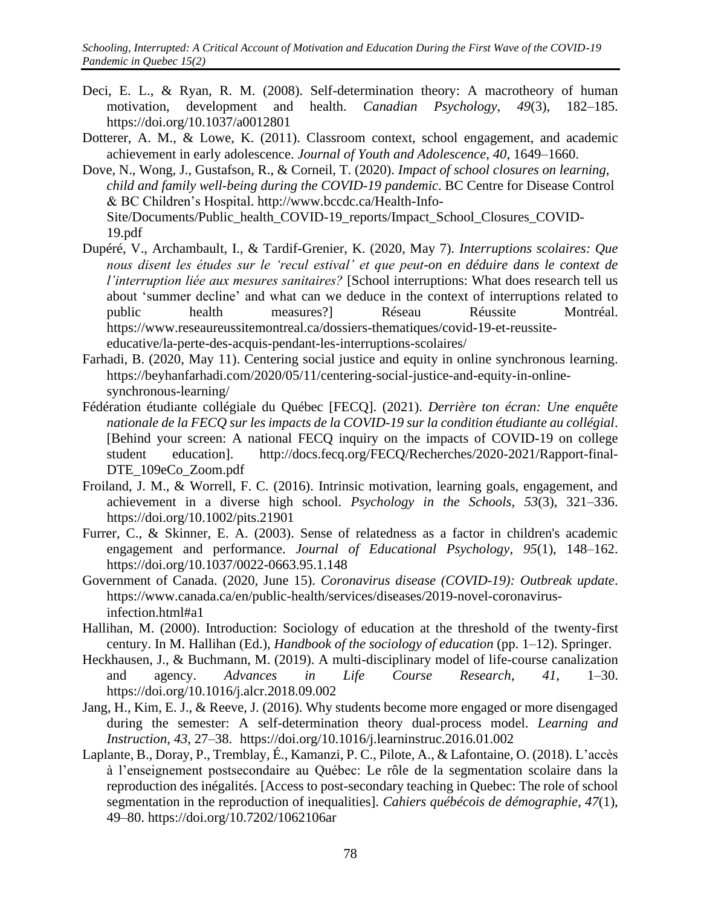Deci, E. L., & Ryan, R. M. (2008). Self-determination theory: A macrotheory of human motivation, development and health. *Canadian Psychology*, *49*(3), 182–185. https://doi.org/10.1037/a0012801

Dotterer, A. M., & Lowe, K. (2011). Classroom context, school engagement, and academic achievement in early adolescence. *Journal of Youth and Adolescence*, *40*, 1649–1660.

Dove, N., Wong, J., Gustafson, R., & Corneil, T. (2020). *Impact of school closures on learning, child and family well-being during the COVID-19 pandemic*. BC Centre for Disease Control & BC Children's Hospital. http://www.bccdc.ca/Health-Info-Site/Documents/Public_health_COVID-19_reports/Impact_School_Closures_COVID-19.pdf

Dupéré, V., Archambault, I., & Tardif-Grenier, K. (2020, May 7). *Interruptions scolaires: Que nous disent les études sur le 'recul estival' et que peut-on en déduire dans le context de l'interruption liée aux mesures sanitaires?* [School interruptions: What does research tell us about 'summer decline' and what can we deduce in the context of interruptions related to public health measures?] Réseau Réussite Montréal. https://www.reseaureussitemontreal.ca/dossiers-thematiques/covid-19-et-reussite-educative/la-perte-des-acquis-pendant-les-interruptions-scolaires/

Farhadi, B. (2020, May 11). Centering social justice and equity in online synchronous learning. https://beyhanfarhadi.com/2020/05/11/centering-social-justice-and-equity-in-online-synchronous-learning/

Fédération étudiante collégiale du Québec [FECQ]. (2021). *Derrière ton écran: Une enquête nationale de la FECQ sur les impacts de la COVID-19 sur la condition étudiante au collégial*. [Behind your screen: A national FECQ inquiry on the impacts of COVID-19 on college student education]. http://docs.fecq.org/FECQ/Recherches/2020-2021/Rapport-final-DTE_109eCo_Zoom.pdf

Froiland, J. M., & Worrell, F. C. (2016). Intrinsic motivation, learning goals, engagement, and achievement in a diverse high school. *Psychology in the Schools*, *53*(3), 321–336. https://doi.org/10.1002/pits.21901

Furrer, C., & Skinner, E. A. (2003). Sense of relatedness as a factor in children's academic engagement and performance. *Journal of Educational Psychology*, *95*(1), 148–162. https://doi.org/10.1037/0022-0663.95.1.148

Government of Canada. (2020, June 15). *Coronavirus disease (COVID-19): Outbreak update*. https://www.canada.ca/en/public-health/services/diseases/2019-novel-coronavirus-infection.html#a1

Hallihan, M. (2000). Introduction: Sociology of education at the threshold of the twenty-first century. In M. Hallihan (Ed.), *Handbook of the sociology of education* (pp. 1–12). Springer.

Heckhausen, J., & Buchmann, M. (2019). A multi-disciplinary model of life-course canalization and agency. *Advances in Life Course Research*, *41*, 1–30. https://doi.org/10.1016/j.alcr.2018.09.002

Jang, H., Kim, E. J., & Reeve, J. (2016). Why students become more engaged or more disengaged during the semester: A self-determination theory dual-process model. *Learning and Instruction*, *43*, 27–38. https://doi.org/10.1016/j.learninstruc.2016.01.002

Laplante, B., Doray, P., Tremblay, É., Kamanzi, P. C., Pilote, A., & Lafontaine, O. (2018). L'accès à l'enseignement postsecondaire au Québec: Le rôle de la segmentation scolaire dans la reproduction des inégalités. [Access to post-secondary teaching in Quebec: The role of school segmentation in the reproduction of inequalities]. *Cahiers québécois de démographie*, *47*(1), 49–80. https://doi.org/10.7202/1062106ar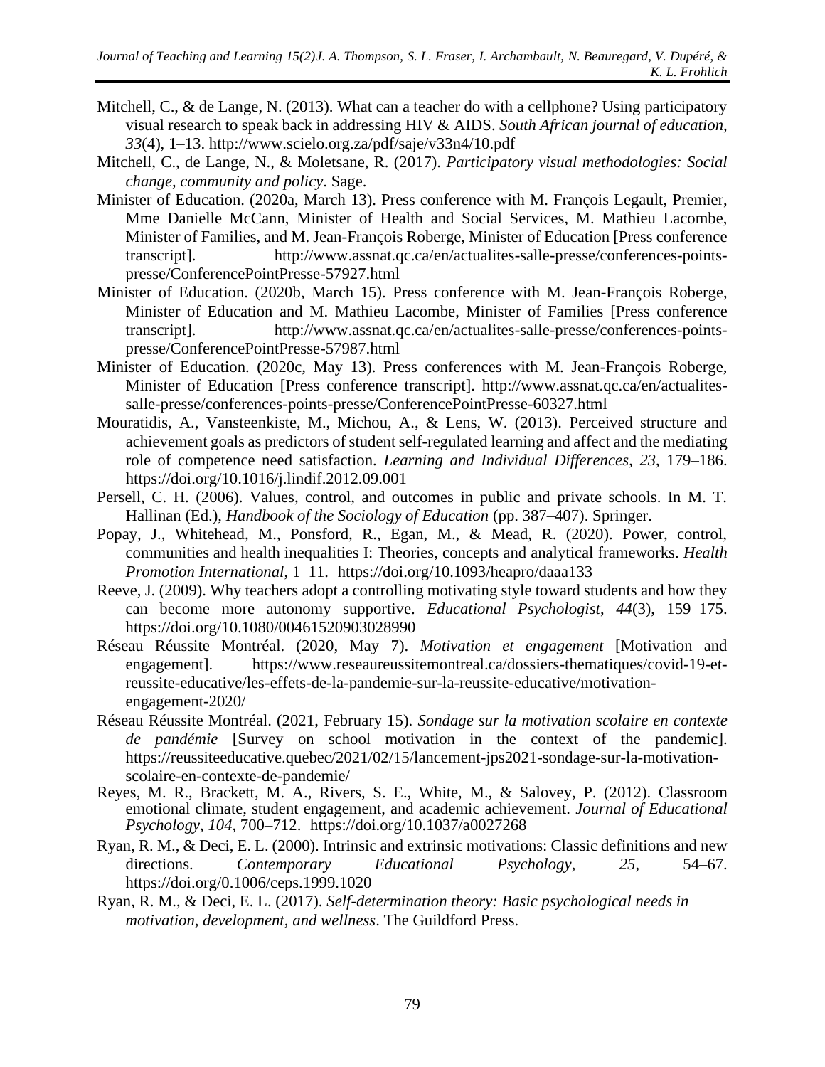Mitchell, C., & de Lange, N. (2013). What can a teacher do with a cellphone? Using participatory visual research to speak back in addressing HIV & AIDS. *South African journal of education*, *33*(4), 1–13. http://www.scielo.org.za/pdf/saje/v33n4/10.pdf

Mitchell, C., de Lange, N., & Moletsane, R. (2017). *Participatory visual methodologies: Social change, community and policy*. Sage.

Minister of Education. (2020a, March 13). Press conference with M. François Legault, Premier, Mme Danielle McCann, Minister of Health and Social Services, M. Mathieu Lacombe, Minister of Families, and M. Jean-François Roberge, Minister of Education [Press conference transcript]. http://www.assnat.qc.ca/en/actualites-salle-presse/conferences-points-presse/ConferencePointPresse-57927.html

Minister of Education. (2020b, March 15). Press conference with M. Jean-François Roberge, Minister of Education and M. Mathieu Lacombe, Minister of Families [Press conference transcript]. http://www.assnat.qc.ca/en/actualites-salle-presse/conferences-points-presse/ConferencePointPresse-57987.html

Minister of Education. (2020c, May 13). Press conferences with M. Jean-François Roberge, Minister of Education [Press conference transcript]. http://www.assnat.qc.ca/en/actualites-salle-presse/conferences-points-presse/ConferencePointPresse-60327.html

Mouratidis, A., Vansteenkiste, M., Michou, A., & Lens, W. (2013). Perceived structure and achievement goals as predictors of student self-regulated learning and affect and the mediating role of competence need satisfaction. *Learning and Individual Differences*, *23*, 179–186. https://doi.org/10.1016/j.lindif.2012.09.001

Persell, C. H. (2006). Values, control, and outcomes in public and private schools. In M. T. Hallinan (Ed.), *Handbook of the Sociology of Education* (pp. 387–407). Springer.

Popay, J., Whitehead, M., Ponsford, R., Egan, M., & Mead, R. (2020). Power, control, communities and health inequalities I: Theories, concepts and analytical frameworks. *Health Promotion International*, 1–11. https://doi.org/10.1093/heapro/daaa133

Reeve, J. (2009). Why teachers adopt a controlling motivating style toward students and how they can become more autonomy supportive. *Educational Psychologist*, *44*(3), 159–175. https://doi.org/10.1080/00461520903028990

Réseau Réussite Montréal. (2020, May 7). *Motivation et engagement* [Motivation and engagement]. https://www.reseaureussitemontreal.ca/dossiers-thematiques/covid-19-et-reussite-educative/les-effets-de-la-pandemie-sur-la-reussite-educative/motivation-engagement-2020/

Réseau Réussite Montréal. (2021, February 15). *Sondage sur la motivation scolaire en contexte de pandémie* [Survey on school motivation in the context of the pandemic]. https://reussiteeducative.quebec/2021/02/15/lancement-jps2021-sondage-sur-la-motivation-scolaire-en-contexte-de-pandemie/

Reyes, M. R., Brackett, M. A., Rivers, S. E., White, M., & Salovey, P. (2012). Classroom emotional climate, student engagement, and academic achievement. *Journal of Educational Psychology*, *104*, 700–712. https://doi.org/10.1037/a0027268

Ryan, R. M., & Deci, E. L. (2000). Intrinsic and extrinsic motivations: Classic definitions and new directions. *Contemporary Educational Psychology*, *25*, 54–67. https://doi.org/0.1006/ceps.1999.1020

Ryan, R. M., & Deci, E. L. (2017). *Self-determination theory: Basic psychological needs in motivation, development, and wellness*. The Guildford Press.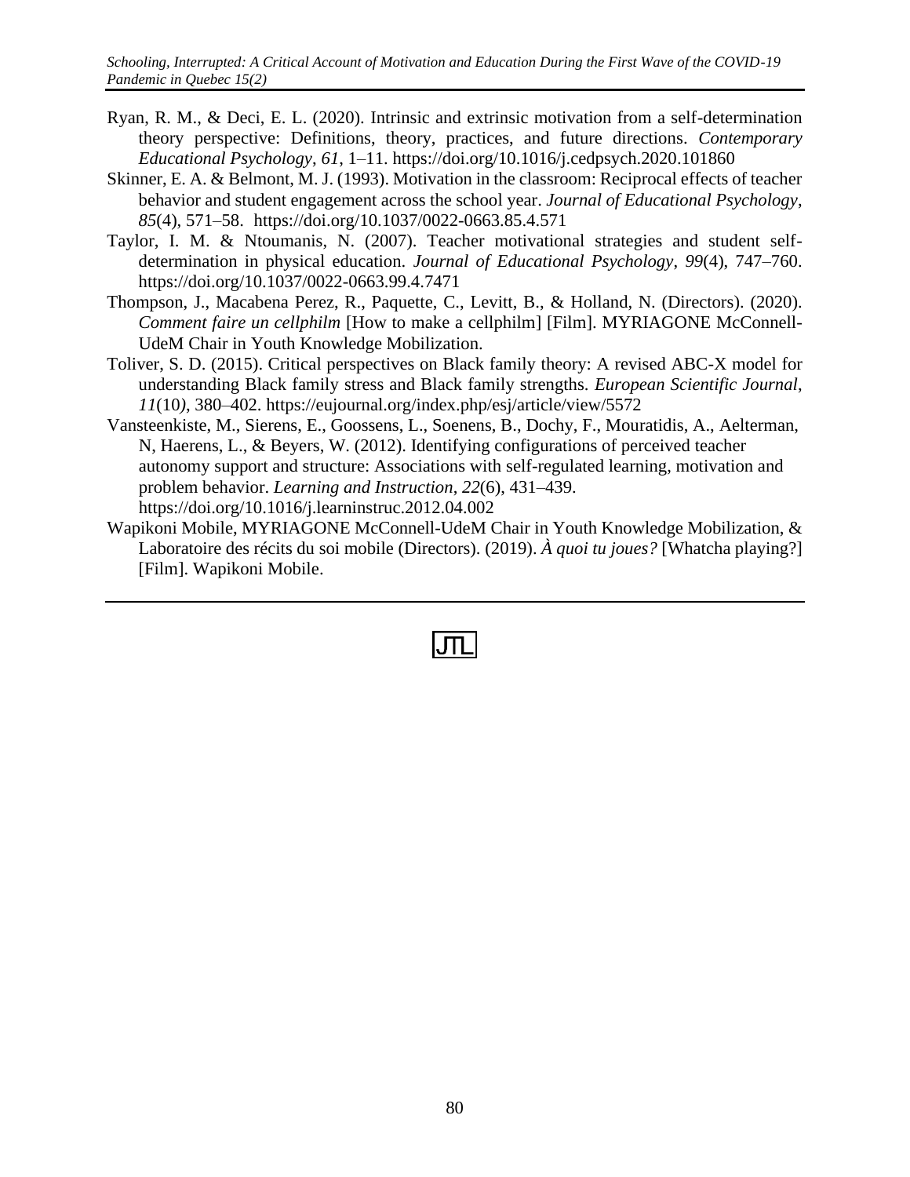Ryan, R. M., & Deci, E. L. (2020). Intrinsic and extrinsic motivation from a self-determination theory perspective: Definitions, theory, practices, and future directions. *Contemporary Educational Psychology*, *61*, 1–11. https://doi.org/10.1016/j.cedpsych.2020.101860

Skinner, E. A. & Belmont, M. J. (1993). Motivation in the classroom: Reciprocal effects of teacher behavior and student engagement across the school year. *Journal of Educational Psychology*, *85*(4), 571–58. https://doi.org/10.1037/0022-0663.85.4.571

Taylor, I. M. & Ntoumanis, N. (2007). Teacher motivational strategies and student self-determination in physical education. *Journal of Educational Psychology*, *99*(4), 747–760. https://doi.org/10.1037/0022-0663.99.4.7471

Thompson, J., Macabena Perez, R., Paquette, C., Levitt, B., & Holland, N. (Directors). (2020). *Comment faire un cellphilm* [How to make a cellphilm] [Film]. MYRIAGONE McConnell-UdeM Chair in Youth Knowledge Mobilization.

Toliver, S. D. (2015). Critical perspectives on Black family theory: A revised ABC-X model for understanding Black family stress and Black family strengths. *European Scientific Journal*, *11*(10*)*, 380–402. https://eujournal.org/index.php/esj/article/view/5572

Vansteenkiste, M., Sierens, E., Goossens, L., Soenens, B., Dochy, F., Mouratidis, A., Aelterman, N, Haerens, L., & Beyers, W. (2012). Identifying configurations of perceived teacher autonomy support and structure: Associations with self-regulated learning, motivation and problem behavior. *Learning and Instruction*, *22*(6), 431–439. https://doi.org/10.1016/j.learninstruc.2012.04.002

Wapikoni Mobile, MYRIAGONE McConnell-UdeM Chair in Youth Knowledge Mobilization, & Laboratoire des récits du soi mobile (Directors). (2019). *À quoi tu joues?* [Whatcha playing?] [Film]. Wapikoni Mobile.